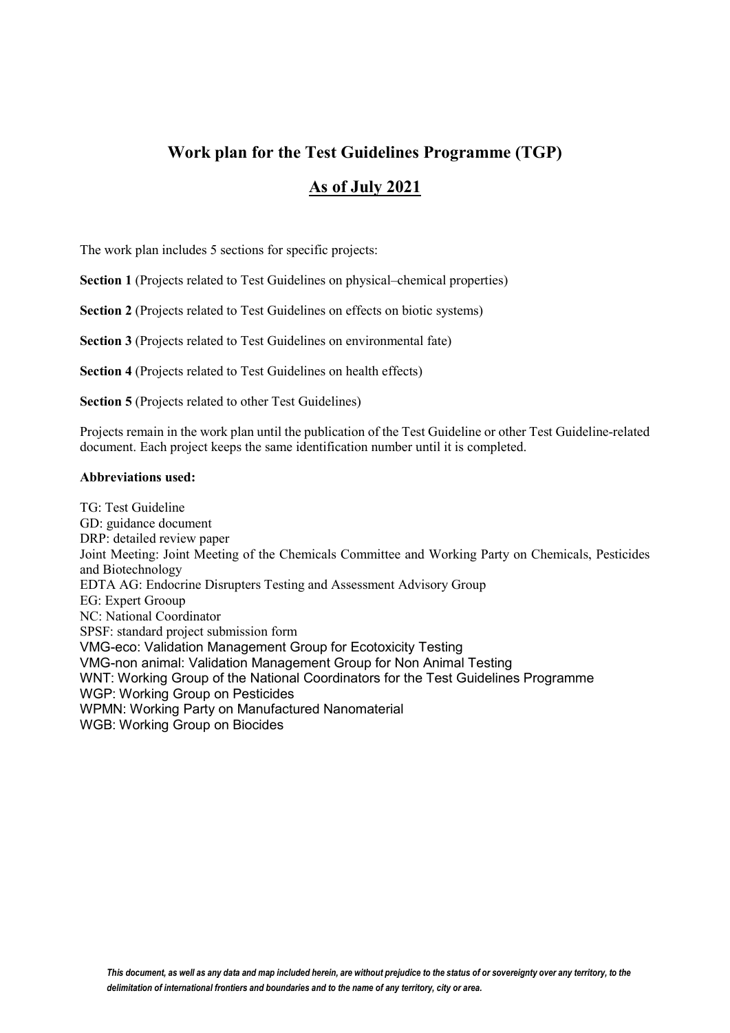# Work plan for the Test Guidelines Programme (TGP)

## As of July 2021

The work plan includes 5 sections for specific projects:

**Section 1** (Projects related to Test Guidelines on physical–chemical properties)

**Section 2** (Projects related to Test Guidelines on effects on biotic systems)

**Section 3** (Projects related to Test Guidelines on environmental fate)

**Section 4** (Projects related to Test Guidelines on health effects)

**Section 5** (Projects related to other Test Guidelines)

Projects remain in the work plan until the publication of the Test Guideline or other Test Guideline-related document. Each project keeps the same identification number until it is completed.

**Abbreviations used:**

TG: Test Guideline
GD: guidance document
DRP: detailed review paper
Joint Meeting: Joint Meeting of the Chemicals Committee and Working Party on Chemicals, Pesticides and Biotechnology
EDTA AG: Endocrine Disrupters Testing and Assessment Advisory Group
EG: Expert Grooup
NC: National Coordinator
SPSF: standard project submission form
VMG-eco: Validation Management Group for Ecotoxicity Testing
VMG-non animal: Validation Management Group for Non Animal Testing
WNT: Working Group of the National Coordinators for the Test Guidelines Programme
WGP: Working Group on Pesticides
WPMN: Working Party on Manufactured Nanomaterial
WGB: Working Group on Biocides

*This document, as well as any data and map included herein, are without prejudice to the status of or sovereignty over any territory, to the delimitation of international frontiers and boundaries and to the name of any territory, city or area.*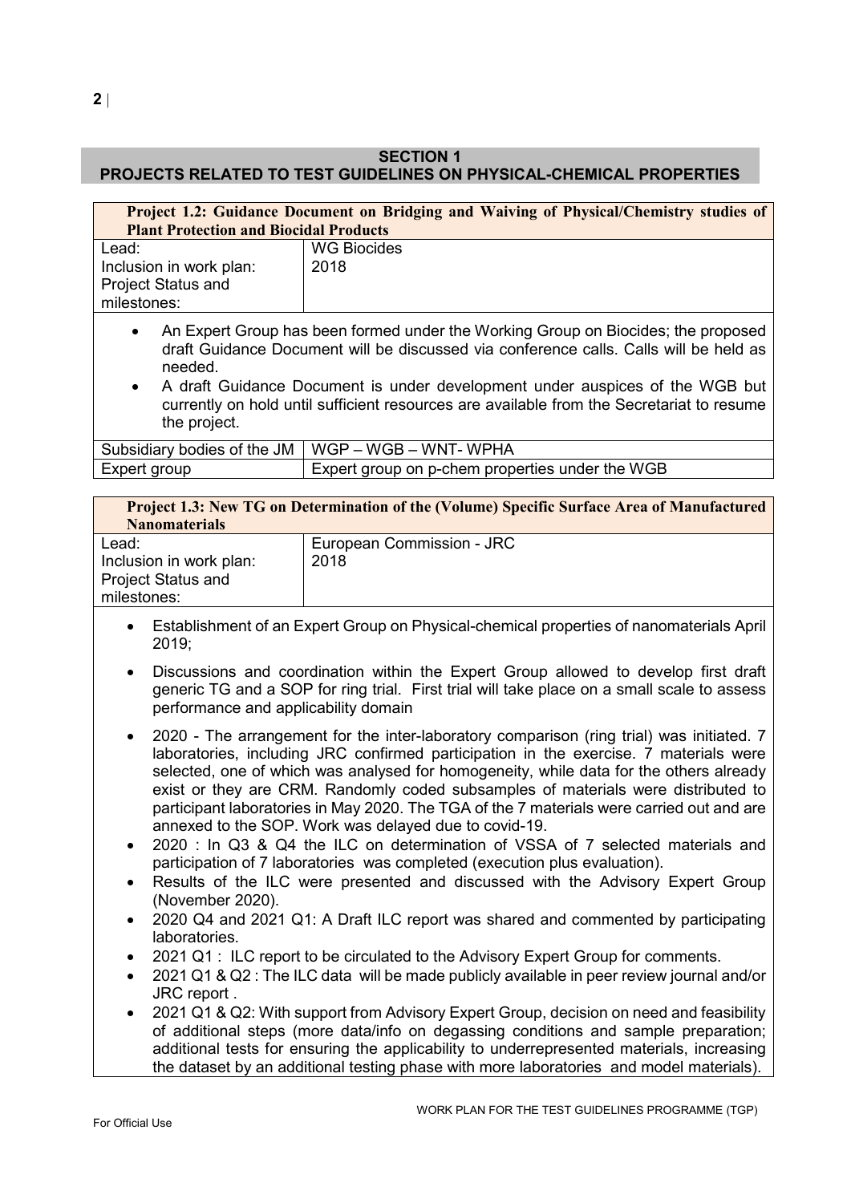## SECTION 1
## PROJECTS RELATED TO TEST GUIDELINES ON PHYSICAL-CHEMICAL PROPERTIES

**Project 1.2: Guidance Document on Bridging and Waiving of Physical/Chemistry studies of Plant Protection and Biocidal Products**

| | |
|---|---|
| Lead: | WG Biocides |
| Inclusion in work plan: | 2018 |
| Project Status and milestones: | |

- An Expert Group has been formed under the Working Group on Biocides; the proposed draft Guidance Document will be discussed via conference calls. Calls will be held as needed.
- A draft Guidance Document is under development under auspices of the WGB but currently on hold until sufficient resources are available from the Secretariat to resume the project.

| | |
|---|---|
| Subsidiary bodies of the JM | WGP – WGB – WNT- WPHA |
| Expert group | Expert group on p-chem properties under the WGB |

**Project 1.3: New TG on Determination of the (Volume) Specific Surface Area of Manufactured Nanomaterials**

| | |
|---|---|
| Lead: | European Commission - JRC |
| Inclusion in work plan: | 2018 |
| Project Status and milestones: | |

- Establishment of an Expert Group on Physical-chemical properties of nanomaterials April 2019;
- Discussions and coordination within the Expert Group allowed to develop first draft generic TG and a SOP for ring trial. First trial will take place on a small scale to assess performance and applicability domain
- 2020 - The arrangement for the inter-laboratory comparison (ring trial) was initiated. 7 laboratories, including JRC confirmed participation in the exercise. 7 materials were selected, one of which was analysed for homogeneity, while data for the others already exist or they are CRM. Randomly coded subsamples of materials were distributed to participant laboratories in May 2020. The TGA of the 7 materials were carried out and are annexed to the SOP. Work was delayed due to covid-19.
- 2020 : In Q3 & Q4 the ILC on determination of VSSA of 7 selected materials and participation of 7 laboratories was completed (execution plus evaluation).
- Results of the ILC were presented and discussed with the Advisory Expert Group (November 2020).
- 2020 Q4 and 2021 Q1: A Draft ILC report was shared and commented by participating laboratories.
- 2021 Q1 : ILC report to be circulated to the Advisory Expert Group for comments.
- 2021 Q1 & Q2 : The ILC data will be made publicly available in peer review journal and/or JRC report .
- 2021 Q1 & Q2: With support from Advisory Expert Group, decision on need and feasibility of additional steps (more data/info on degassing conditions and sample preparation; additional tests for ensuring the applicability to underrepresented materials, increasing the dataset by an additional testing phase with more laboratories and model materials).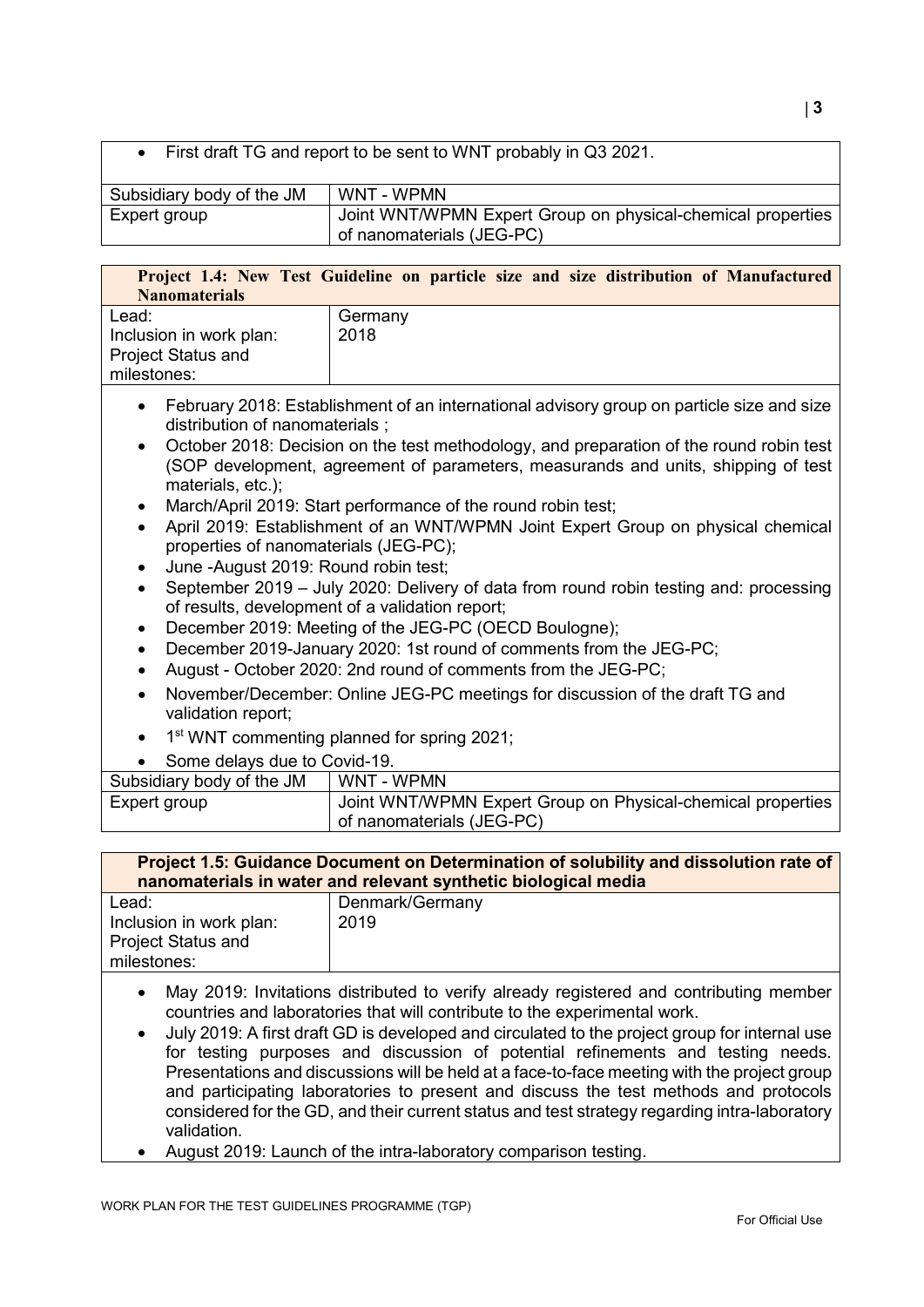- First draft TG and report to be sent to WNT probably in Q3 2021.

| | |
|---|---|
| Subsidiary body of the JM | WNT - WPMN |
| Expert group | Joint WNT/WPMN Expert Group on physical-chemical properties of nanomaterials (JEG-PC) |

**Project 1.4: New Test Guideline on particle size and size distribution of Manufactured Nanomaterials**

| | |
|---|---|
| Lead: | Germany |
| Inclusion in work plan: | 2018 |
| Project Status and milestones: | |

- February 2018: Establishment of an international advisory group on particle size and size distribution of nanomaterials ;
- October 2018: Decision on the test methodology, and preparation of the round robin test (SOP development, agreement of parameters, measurands and units, shipping of test materials, etc.);
- March/April 2019: Start performance of the round robin test;
- April 2019: Establishment of an WNT/WPMN Joint Expert Group on physical chemical properties of nanomaterials (JEG-PC);
- June -August 2019: Round robin test;
- September 2019 – July 2020: Delivery of data from round robin testing and: processing of results, development of a validation report;
- December 2019: Meeting of the JEG-PC (OECD Boulogne);
- December 2019-January 2020: 1st round of comments from the JEG-PC;
- August - October 2020: 2nd round of comments from the JEG-PC;
- November/December: Online JEG-PC meetings for discussion of the draft TG and validation report;
- 1st WNT commenting planned for spring 2021;
- Some delays due to Covid-19.

| | |
|---|---|
| Subsidiary body of the JM | WNT - WPMN |
| Expert group | Joint WNT/WPMN Expert Group on Physical-chemical properties of nanomaterials (JEG-PC) |

**Project 1.5: Guidance Document on Determination of solubility and dissolution rate of nanomaterials in water and relevant synthetic biological media**

| | |
|---|---|
| Lead: | Denmark/Germany |
| Inclusion in work plan: | 2019 |
| Project Status and milestones: | |

- May 2019: Invitations distributed to verify already registered and contributing member countries and laboratories that will contribute to the experimental work.
- July 2019: A first draft GD is developed and circulated to the project group for internal use for testing purposes and discussion of potential refinements and testing needs. Presentations and discussions will be held at a face-to-face meeting with the project group and participating laboratories to present and discuss the test methods and protocols considered for the GD, and their current status and test strategy regarding intra-laboratory validation.
- August 2019: Launch of the intra-laboratory comparison testing.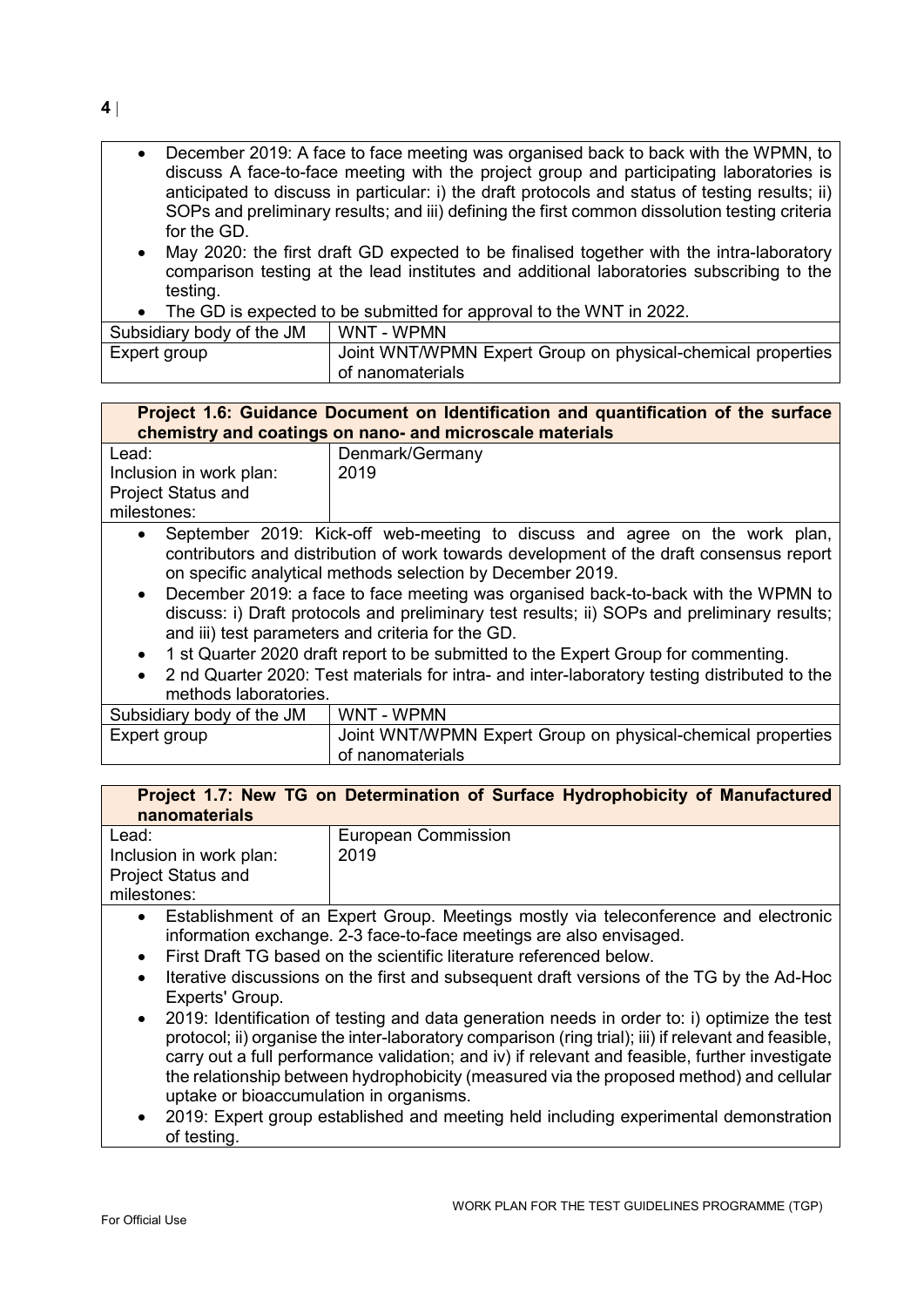- December 2019: A face to face meeting was organised back to back with the WPMN, to discuss A face-to-face meeting with the project group and participating laboratories is anticipated to discuss in particular: i) the draft protocols and status of testing results; ii) SOPs and preliminary results; and iii) defining the first common dissolution testing criteria for the GD.
- May 2020: the first draft GD expected to be finalised together with the intra-laboratory comparison testing at the lead institutes and additional laboratories subscribing to the testing.
- The GD is expected to be submitted for approval to the WNT in 2022.

| | |
|---|---|
| Subsidiary body of the JM | WNT - WPMN |
| Expert group | Joint WNT/WPMN Expert Group on physical-chemical properties of nanomaterials |

**Project 1.6: Guidance Document on Identification and quantification of the surface chemistry and coatings on nano- and microscale materials**

| | |
|---|---|
| Lead: | Denmark/Germany |
| Inclusion in work plan: | 2019 |
| Project Status and milestones: | |

- September 2019: Kick-off web-meeting to discuss and agree on the work plan, contributors and distribution of work towards development of the draft consensus report on specific analytical methods selection by December 2019.
- December 2019: a face to face meeting was organised back-to-back with the WPMN to discuss: i) Draft protocols and preliminary test results; ii) SOPs and preliminary results; and iii) test parameters and criteria for the GD.
- 1 st Quarter 2020 draft report to be submitted to the Expert Group for commenting.
- 2 nd Quarter 2020: Test materials for intra- and inter-laboratory testing distributed to the methods laboratories.

| | |
|---|---|
| Subsidiary body of the JM | WNT - WPMN |
| Expert group | Joint WNT/WPMN Expert Group on physical-chemical properties of nanomaterials |

**Project 1.7: New TG on Determination of Surface Hydrophobicity of Manufactured nanomaterials**

| | |
|---|---|
| Lead: | European Commission |
| Inclusion in work plan: | 2019 |
| Project Status and milestones: | |

- Establishment of an Expert Group. Meetings mostly via teleconference and electronic information exchange. 2-3 face-to-face meetings are also envisaged.
- First Draft TG based on the scientific literature referenced below.
- Iterative discussions on the first and subsequent draft versions of the TG by the Ad-Hoc Experts' Group.
- 2019: Identification of testing and data generation needs in order to: i) optimize the test protocol; ii) organise the inter-laboratory comparison (ring trial); iii) if relevant and feasible, carry out a full performance validation; and iv) if relevant and feasible, further investigate the relationship between hydrophobicity (measured via the proposed method) and cellular uptake or bioaccumulation in organisms.
- 2019: Expert group established and meeting held including experimental demonstration of testing.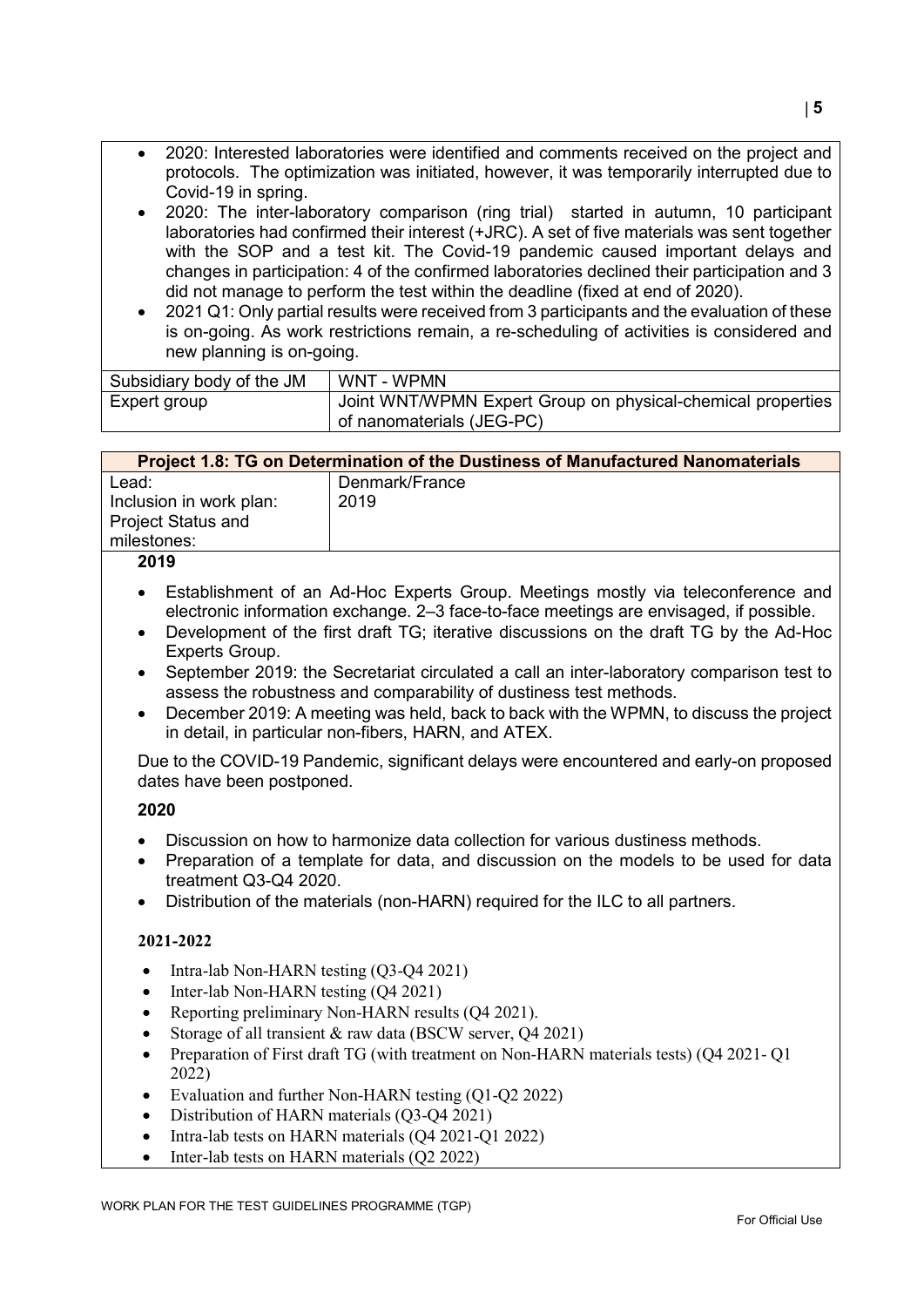- 2020: Interested laboratories were identified and comments received on the project and protocols. The optimization was initiated, however, it was temporarily interrupted due to Covid-19 in spring.
- 2020: The inter-laboratory comparison (ring trial) started in autumn, 10 participant laboratories had confirmed their interest (+JRC). A set of five materials was sent together with the SOP and a test kit. The Covid-19 pandemic caused important delays and changes in participation: 4 of the confirmed laboratories declined their participation and 3 did not manage to perform the test within the deadline (fixed at end of 2020).
- 2021 Q1: Only partial results were received from 3 participants and the evaluation of these is on-going. As work restrictions remain, a re-scheduling of activities is considered and new planning is on-going.

| Subsidiary body of the JM | WNT - WPMN |
|---|---|
| Expert group | Joint WNT/WPMN Expert Group on physical-chemical properties of nanomaterials (JEG-PC) |

| Project 1.8: TG on Determination of the Dustiness of Manufactured Nanomaterials | |
|---|---|
| Lead: | Denmark/France |
| Inclusion in work plan: | 2019 |
| Project Status and milestones: | |

**2019**

- Establishment of an Ad-Hoc Experts Group. Meetings mostly via teleconference and electronic information exchange. 2–3 face-to-face meetings are envisaged, if possible.
- Development of the first draft TG; iterative discussions on the draft TG by the Ad-Hoc Experts Group.
- September 2019: the Secretariat circulated a call an inter-laboratory comparison test to assess the robustness and comparability of dustiness test methods.
- December 2019: A meeting was held, back to back with the WPMN, to discuss the project in detail, in particular non-fibers, HARN, and ATEX.

Due to the COVID-19 Pandemic, significant delays were encountered and early-on proposed dates have been postponed.

**2020**

- Discussion on how to harmonize data collection for various dustiness methods.
- Preparation of a template for data, and discussion on the models to be used for data treatment Q3-Q4 2020.
- Distribution of the materials (non-HARN) required for the ILC to all partners.

**2021-2022**

- Intra-lab Non-HARN testing (Q3-Q4 2021)
- Inter-lab Non-HARN testing (Q4 2021)
- Reporting preliminary Non-HARN results (Q4 2021).
- Storage of all transient & raw data (BSCW server, Q4 2021)
- Preparation of First draft TG (with treatment on Non-HARN materials tests) (Q4 2021- Q1 2022)
- Evaluation and further Non-HARN testing (Q1-Q2 2022)
- Distribution of HARN materials (Q3-Q4 2021)
- Intra-lab tests on HARN materials (Q4 2021-Q1 2022)
- Inter-lab tests on HARN materials (Q2 2022)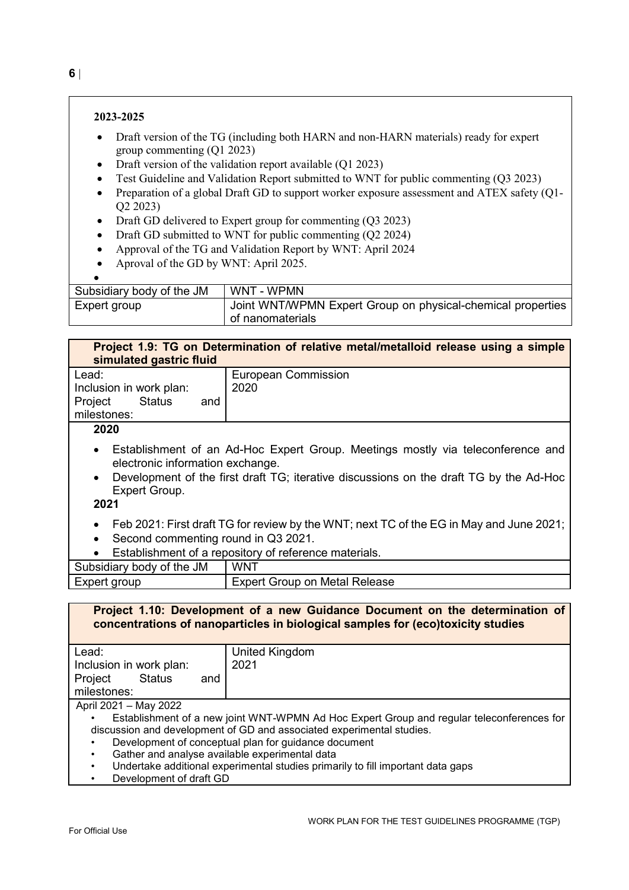**2023-2025**

- Draft version of the TG (including both HARN and non-HARN materials) ready for expert group commenting (Q1 2023)
- Draft version of the validation report available (Q1 2023)
- Test Guideline and Validation Report submitted to WNT for public commenting (Q3 2023)
- Preparation of a global Draft GD to support worker exposure assessment and ATEX safety (Q1-Q2 2023)
- Draft GD delivered to Expert group for commenting (Q3 2023)
- Draft GD submitted to WNT for public commenting (Q2 2024)
- Approval of the TG and Validation Report by WNT: April 2024
- Aproval of the GD by WNT: April 2025.

| | |
|---|---|
| Subsidiary body of the JM | WNT - WPMN |
| Expert group | Joint WNT/WPMN Expert Group on physical-chemical properties of nanomaterials |

**Project 1.9: TG on Determination of relative metal/metalloid release using a simple simulated gastric fluid**

| | |
|---|---|
| Lead: | European Commission |
| Inclusion in work plan: | 2020 |
| Project Status and milestones: | |

**2020**

- Establishment of an Ad-Hoc Expert Group. Meetings mostly via teleconference and electronic information exchange.
- Development of the first draft TG; iterative discussions on the draft TG by the Ad-Hoc Expert Group.

**2021**

- Feb 2021: First draft TG for review by the WNT; next TC of the EG in May and June 2021;
- Second commenting round in Q3 2021.
- Establishment of a repository of reference materials.

| | |
|---|---|
| Subsidiary body of the JM | WNT |
| Expert group | Expert Group on Metal Release |

**Project 1.10: Development of a new Guidance Document on the determination of concentrations of nanoparticles in biological samples for (eco)toxicity studies**

| | |
|---|---|
| Lead: | United Kingdom |
| Inclusion in work plan: | 2021 |
| Project Status and milestones: | |

April 2021 – May 2022

- Establishment of a new joint WNT-WPMN Ad Hoc Expert Group and regular teleconferences for discussion and development of GD and associated experimental studies.
- Development of conceptual plan for guidance document
- Gather and analyse available experimental data
- Undertake additional experimental studies primarily to fill important data gaps
- Development of draft GD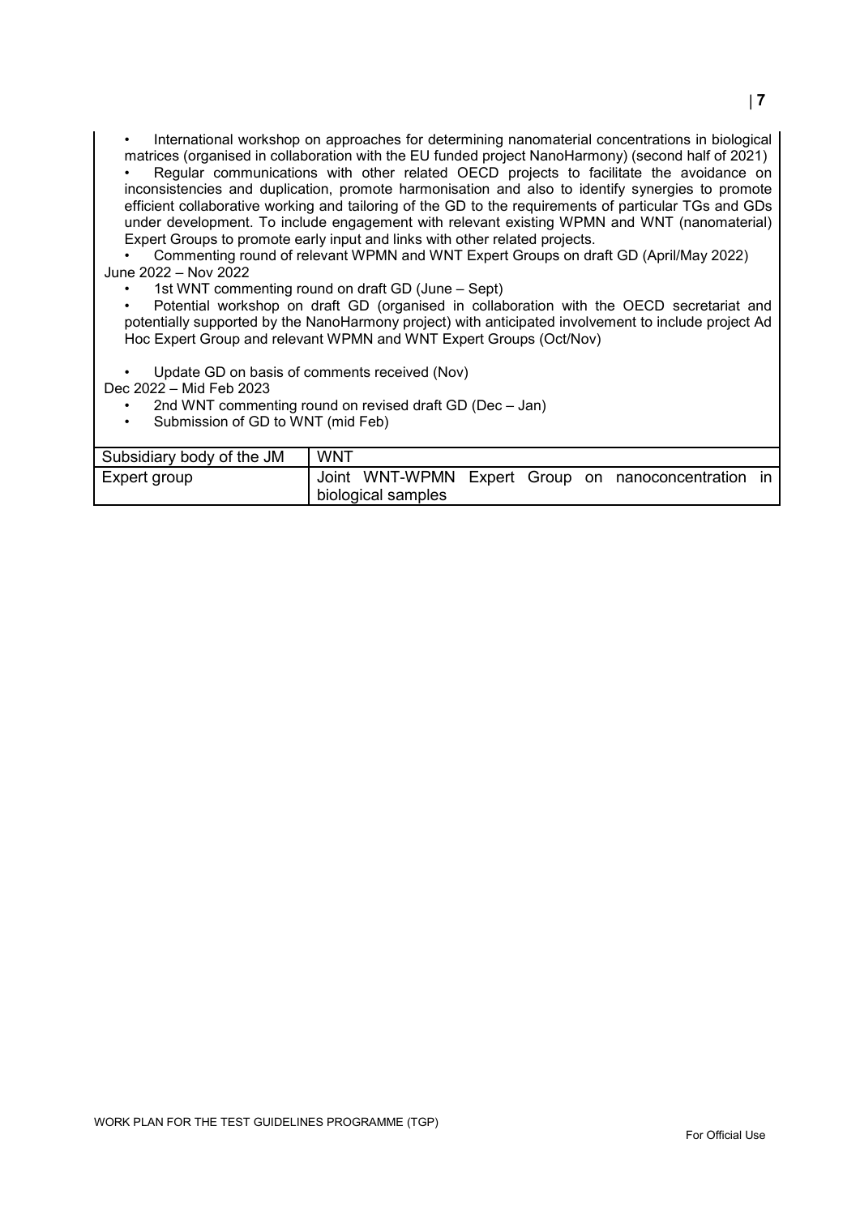- International workshop on approaches for determining nanomaterial concentrations in biological matrices (organised in collaboration with the EU funded project NanoHarmony) (second half of 2021)
- Regular communications with other related OECD projects to facilitate the avoidance on inconsistencies and duplication, promote harmonisation and also to identify synergies to promote efficient collaborative working and tailoring of the GD to the requirements of particular TGs and GDs under development. To include engagement with relevant existing WPMN and WNT (nanomaterial) Expert Groups to promote early input and links with other related projects.
- Commenting round of relevant WPMN and WNT Expert Groups on draft GD (April/May 2022)

June 2022 – Nov 2022

- 1st WNT commenting round on draft GD (June – Sept)
- Potential workshop on draft GD (organised in collaboration with the OECD secretariat and potentially supported by the NanoHarmony project) with anticipated involvement to include project Ad Hoc Expert Group and relevant WPMN and WNT Expert Groups (Oct/Nov)
- Update GD on basis of comments received (Nov)

Dec 2022 – Mid Feb 2023

- 2nd WNT commenting round on revised draft GD (Dec – Jan)
- Submission of GD to WNT (mid Feb)

| Subsidiary body of the JM | WNT |
|---|---|
| Expert group | Joint WNT-WPMN Expert Group on nanoconcentration in biological samples |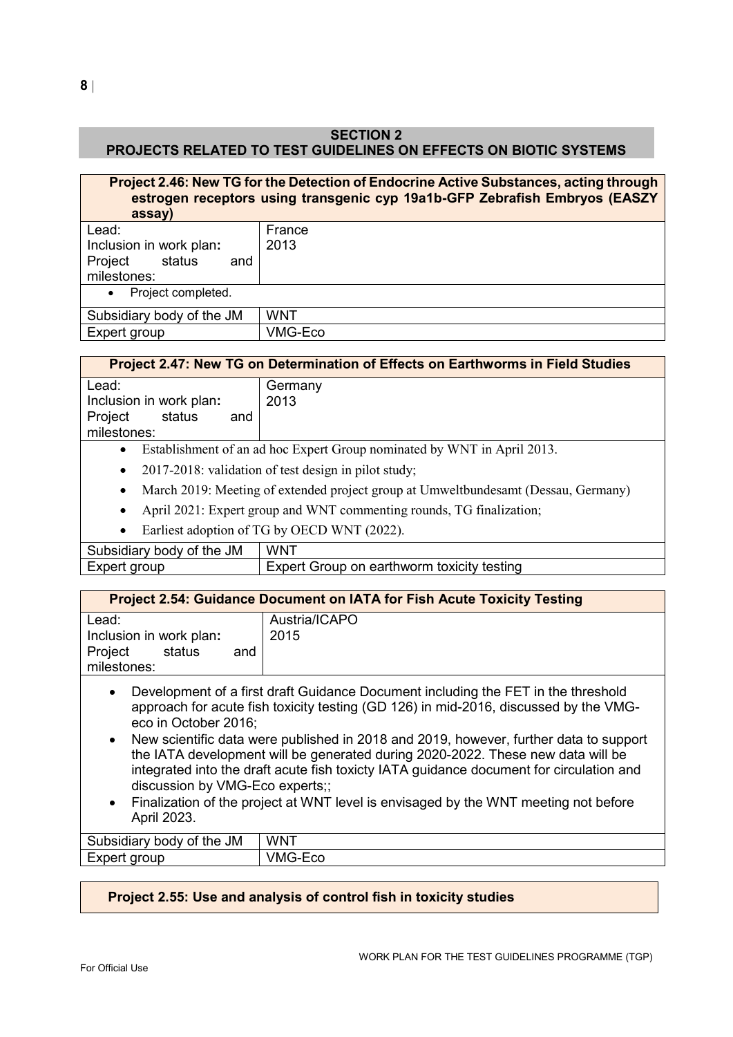## SECTION 2
## PROJECTS RELATED TO TEST GUIDELINES ON EFFECTS ON BIOTIC SYSTEMS

| Project 2.46: New TG for the Detection of Endocrine Active Substances, acting through estrogen receptors using transgenic cyp 19a1b-GFP Zebrafish Embryos (EASZY assay) | |
|---|---|
| Lead: | France |
| Inclusion in work plan: | 2013 |
| Project status and milestones: | |
| • Project completed. | |
| Subsidiary body of the JM | WNT |
| Expert group | VMG-Eco |

| Project 2.47: New TG on Determination of Effects on Earthworms in Field Studies | |
|---|---|
| Lead: | Germany |
| Inclusion in work plan: | 2013 |
| Project status and milestones: | |
| • Establishment of an ad hoc Expert Group nominated by WNT in April 2013.<br>• 2017-2018: validation of test design in pilot study;<br>• March 2019: Meeting of extended project group at Umweltbundesamt (Dessau, Germany)<br>• April 2021: Expert group and WNT commenting rounds, TG finalization;<br>• Earliest adoption of TG by OECD WNT (2022). | |
| Subsidiary body of the JM | WNT |
| Expert group | Expert Group on earthworm toxicity testing |

| Project 2.54: Guidance Document on IATA for Fish Acute Toxicity Testing | |
|---|---|
| Lead: | Austria/ICAPO |
| Inclusion in work plan: | 2015 |
| Project status and milestones: | |
| • Development of a first draft Guidance Document including the FET in the threshold approach for acute fish toxicity testing (GD 126) in mid-2016, discussed by the VMG-eco in October 2016;<br>• New scientific data were published in 2018 and 2019, however, further data to support the IATA development will be generated during 2020-2022. These new data will be integrated into the draft acute fish toxicty IATA guidance document for circulation and discussion by VMG-Eco experts;;<br>• Finalization of the project at WNT level is envisaged by the WNT meeting not before April 2023. | |
| Subsidiary body of the JM | WNT |
| Expert group | VMG-Eco |

| Project 2.55: Use and analysis of control fish in toxicity studies |
|---|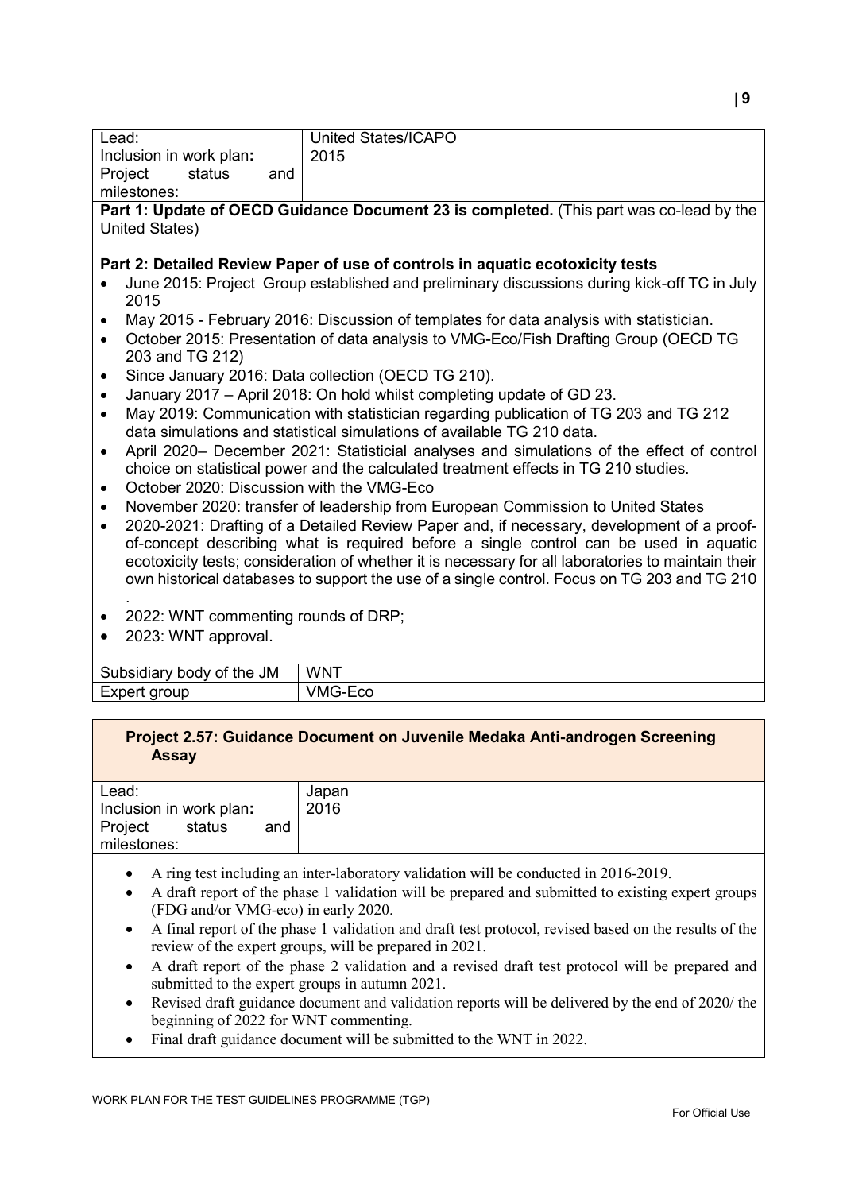| | |
|---|---|
| Lead: | United States/ICAPO |
| Inclusion in work plan: | 2015 |
| Project status and milestones: | |

**Part 1: Update of OECD Guidance Document 23 is completed.** (This part was co-lead by the United States)

**Part 2: Detailed Review Paper of use of controls in aquatic ecotoxicity tests**

- June 2015: Project Group established and preliminary discussions during kick-off TC in July 2015
- May 2015 - February 2016: Discussion of templates for data analysis with statistician.
- October 2015: Presentation of data analysis to VMG-Eco/Fish Drafting Group (OECD TG 203 and TG 212)
- Since January 2016: Data collection (OECD TG 210).
- January 2017 – April 2018: On hold whilst completing update of GD 23.
- May 2019: Communication with statistician regarding publication of TG 203 and TG 212 data simulations and statistical simulations of available TG 210 data.
- April 2020– December 2021: Statisticial analyses and simulations of the effect of control choice on statistical power and the calculated treatment effects in TG 210 studies.
- October 2020: Discussion with the VMG-Eco
- November 2020: transfer of leadership from European Commission to United States
- 2020-2021: Drafting of a Detailed Review Paper and, if necessary, development of a proof-of-concept describing what is required before a single control can be used in aquatic ecotoxicity tests; consideration of whether it is necessary for all laboratories to maintain their own historical databases to support the use of a single control. Focus on TG 203 and TG 210 .
- 2022: WNT commenting rounds of DRP;
- 2023: WNT approval.

| | |
|---|---|
| Subsidiary body of the JM | WNT |
| Expert group | VMG-Eco |

**Project 2.57: Guidance Document on Juvenile Medaka Anti-androgen Screening Assay**

| | |
|---|---|
| Lead: | Japan |
| Inclusion in work plan: | 2016 |
| Project status and milestones: | |

- A ring test including an inter-laboratory validation will be conducted in 2016-2019.
- A draft report of the phase 1 validation will be prepared and submitted to existing expert groups (FDG and/or VMG-eco) in early 2020.
- A final report of the phase 1 validation and draft test protocol, revised based on the results of the review of the expert groups, will be prepared in 2021.
- A draft report of the phase 2 validation and a revised draft test protocol will be prepared and submitted to the expert groups in autumn 2021.
- Revised draft guidance document and validation reports will be delivered by the end of 2020/ the beginning of 2022 for WNT commenting.
- Final draft guidance document will be submitted to the WNT in 2022.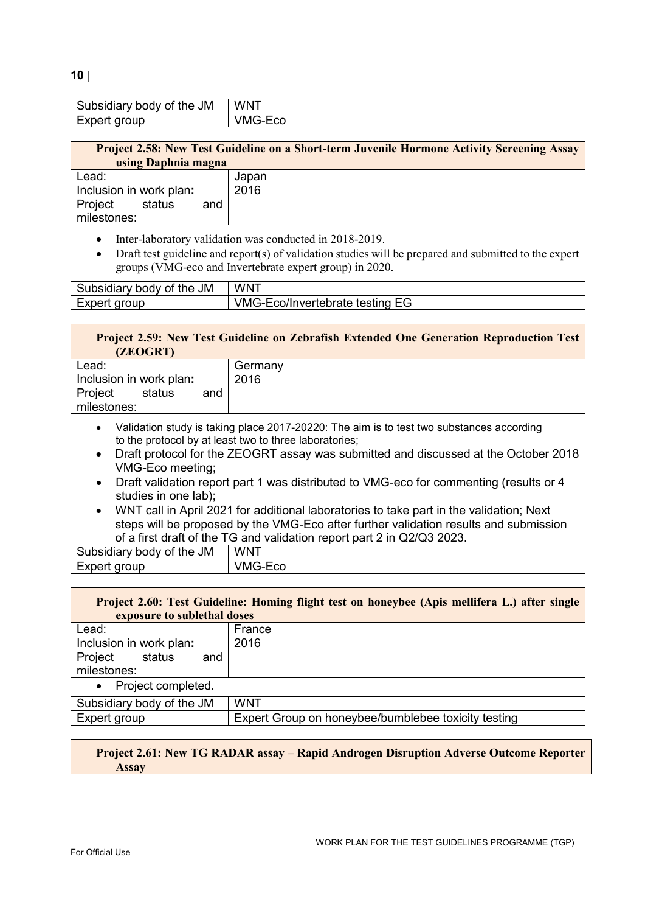| Subsidiary body of the JM | WNT |
|---|---|
| Expert group | VMG-Eco |

| Project 2.58: New Test Guideline on a Short-term Juvenile Hormone Activity Screening Assay using Daphnia magna | |
|---|---|
| Lead:<br>Inclusion in work plan:<br>Project status and milestones: | Japan<br>2016 |
| • Inter-laboratory validation was conducted in 2018-2019.<br>• Draft test guideline and report(s) of validation studies will be prepared and submitted to the expert groups (VMG-eco and Invertebrate expert group) in 2020. | |
| Subsidiary body of the JM | WNT |
| Expert group | VMG-Eco/Invertebrate testing EG |

| Project 2.59: New Test Guideline on Zebrafish Extended One Generation Reproduction Test (ZEOGRT) | |
|---|---|
| Lead:<br>Inclusion in work plan:<br>Project status and milestones: | Germany<br>2016 |
| • Validation study is taking place 2017-20220: The aim is to test two substances according to the protocol by at least two to three laboratories;<br>• Draft protocol for the ZEOGRT assay was submitted and discussed at the October 2018 VMG-Eco meeting;<br>• Draft validation report part 1 was distributed to VMG-eco for commenting (results or 4 studies in one lab);<br>• WNT call in April 2021 for additional laboratories to take part in the validation; Next steps will be proposed by the VMG-Eco after further validation results and submission of a first draft of the TG and validation report part 2 in Q2/Q3 2023. | |
| Subsidiary body of the JM | WNT |
| Expert group | VMG-Eco |

| Project 2.60: Test Guideline: Homing flight test on honeybee (Apis mellifera L.) after single exposure to sublethal doses | |
|---|---|
| Lead:<br>Inclusion in work plan:<br>Project status and milestones: | France<br>2016 |
| • Project completed. | |
| Subsidiary body of the JM | WNT |
| Expert group | Expert Group on honeybee/bumblebee toxicity testing |

| Project 2.61: New TG RADAR assay – Rapid Androgen Disruption Adverse Outcome Reporter Assay |
|---|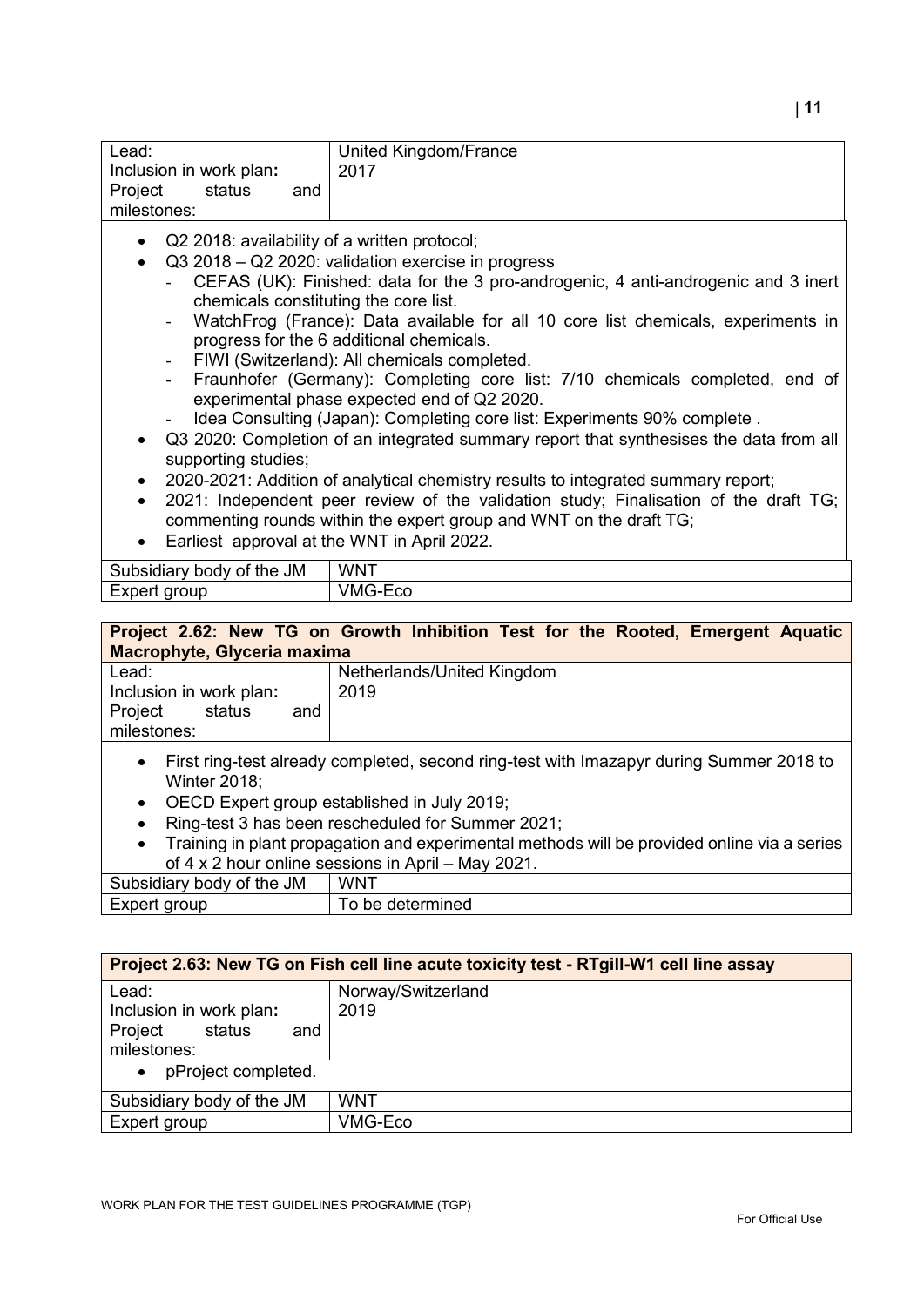| | |
|---|---|
| Lead: | United Kingdom/France |
| Inclusion in work plan: | 2017 |
| Project status and milestones: | |

- Q2 2018: availability of a written protocol;
- Q3 2018 – Q2 2020: validation exercise in progress
  - CEFAS (UK): Finished: data for the 3 pro-androgenic, 4 anti-androgenic and 3 inert chemicals constituting the core list.
  - WatchFrog (France): Data available for all 10 core list chemicals, experiments in progress for the 6 additional chemicals.
  - FIWI (Switzerland): All chemicals completed.
  - Fraunhofer (Germany): Completing core list: 7/10 chemicals completed, end of experimental phase expected end of Q2 2020.
  - Idea Consulting (Japan): Completing core list: Experiments 90% complete .
- Q3 2020: Completion of an integrated summary report that synthesises the data from all supporting studies;
- 2020-2021: Addition of analytical chemistry results to integrated summary report;
- 2021: Independent peer review of the validation study; Finalisation of the draft TG; commenting rounds within the expert group and WNT on the draft TG;
- Earliest approval at the WNT in April 2022.

| | |
|---|---|
| Subsidiary body of the JM | WNT |
| Expert group | VMG-Eco |

**Project 2.62: New TG on Growth Inhibition Test for the Rooted, Emergent Aquatic Macrophyte, Glyceria maxima**

| | |
|---|---|
| Lead: | Netherlands/United Kingdom |
| Inclusion in work plan: | 2019 |
| Project status and milestones: | |

- First ring-test already completed, second ring-test with Imazapyr during Summer 2018 to Winter 2018;
- OECD Expert group established in July 2019;
- Ring-test 3 has been rescheduled for Summer 2021;
- Training in plant propagation and experimental methods will be provided online via a series of 4 x 2 hour online sessions in April – May 2021.

| | |
|---|---|
| Subsidiary body of the JM | WNT |
| Expert group | To be determined |

**Project 2.63: New TG on Fish cell line acute toxicity test - RTgill-W1 cell line assay**

| | |
|---|---|
| Lead: | Norway/Switzerland |
| Inclusion in work plan: | 2019 |
| Project status and milestones: | |

- pProject completed.

| | |
|---|---|
| Subsidiary body of the JM | WNT |
| Expert group | VMG-Eco |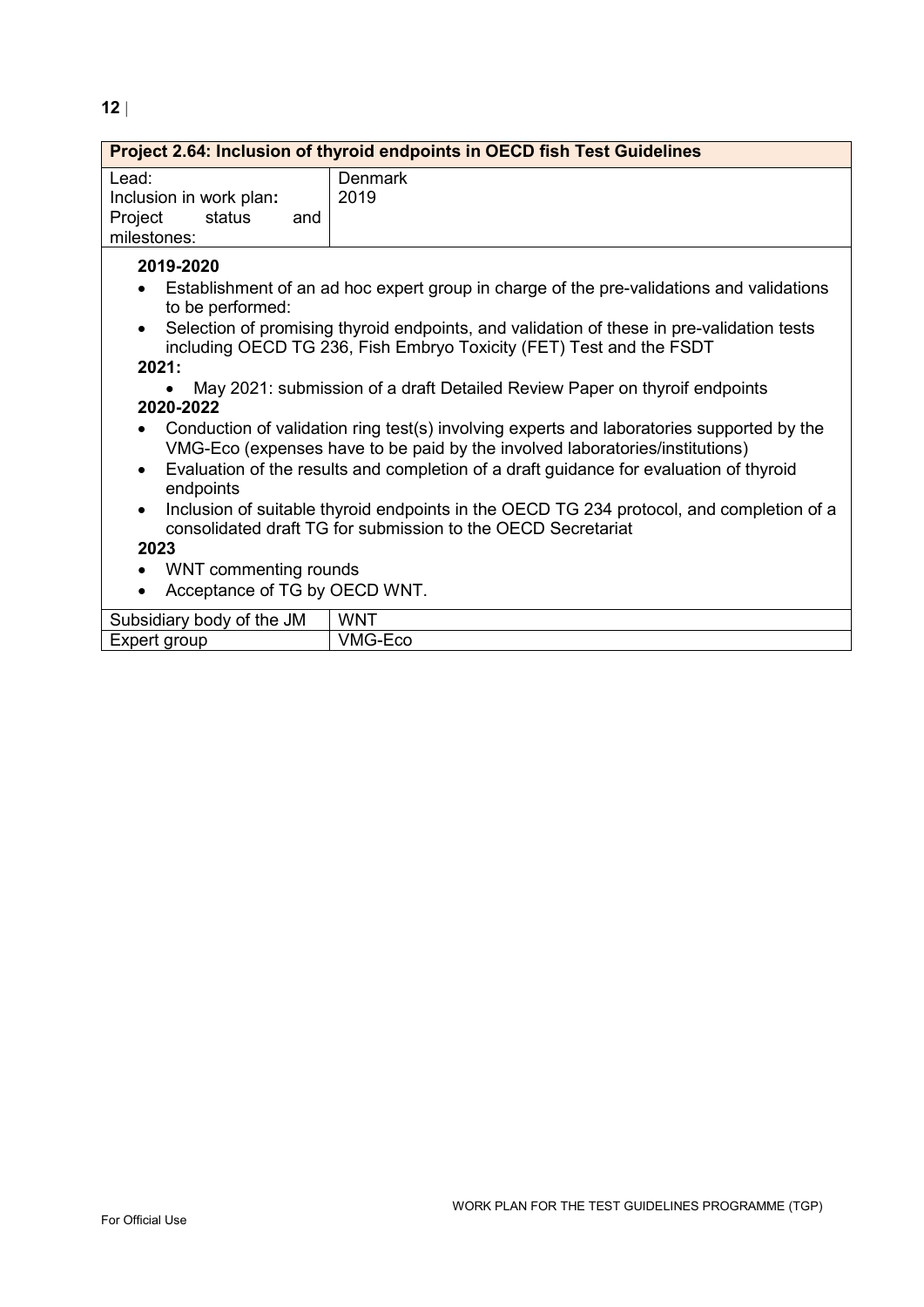| Project 2.64: Inclusion of thyroid endpoints in OECD fish Test Guidelines | |
|---|---|
| Lead:<br>Inclusion in work plan:<br>Project status and milestones: | Denmark<br>2019 |

**2019-2020**

- Establishment of an ad hoc expert group in charge of the pre-validations and validations to be performed:
- Selection of promising thyroid endpoints, and validation of these in pre-validation tests including OECD TG 236, Fish Embryo Toxicity (FET) Test and the FSDT

**2021:**

- May 2021: submission of a draft Detailed Review Paper on thyroif endpoints

**2020-2022**

- Conduction of validation ring test(s) involving experts and laboratories supported by the VMG-Eco (expenses have to be paid by the involved laboratories/institutions)
- Evaluation of the results and completion of a draft guidance for evaluation of thyroid endpoints
- Inclusion of suitable thyroid endpoints in the OECD TG 234 protocol, and completion of a consolidated draft TG for submission to the OECD Secretariat

**2023**

- WNT commenting rounds
- Acceptance of TG by OECD WNT.

| | |
|---|---|
| Subsidiary body of the JM | WNT |
| Expert group | VMG-Eco |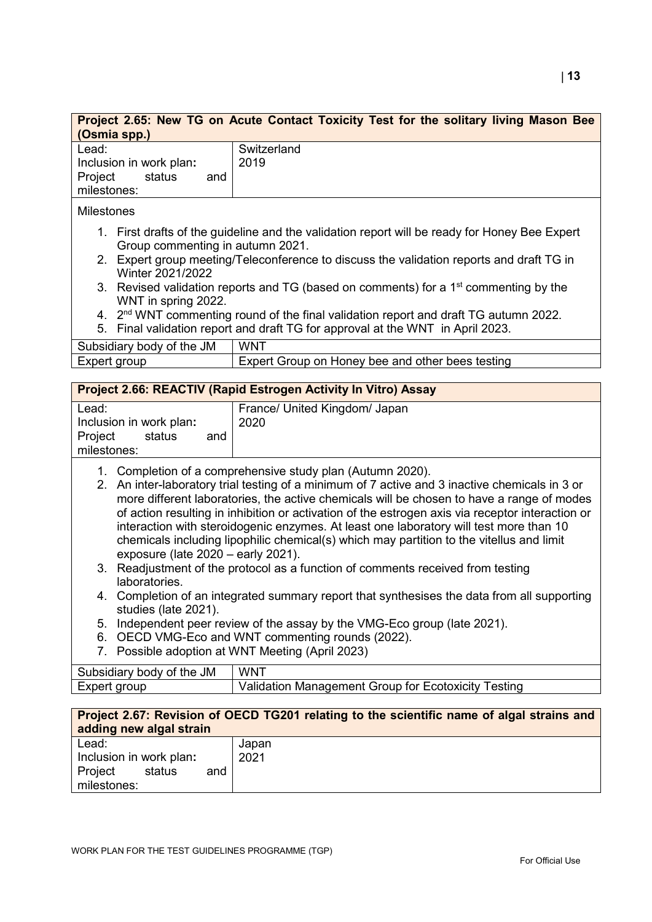| **Project 2.65: New TG on Acute Contact Toxicity Test for the solitary living Mason Bee (Osmia spp.)** | |
|---|---|
| Lead:<br>Inclusion in work plan:<br>Project status and milestones: | Switzerland<br>2019 |

Milestones

1. First drafts of the guideline and the validation report will be ready for Honey Bee Expert Group commenting in autumn 2021.
2. Expert group meeting/Teleconference to discuss the validation reports and draft TG in Winter 2021/2022
3. Revised validation reports and TG (based on comments) for a 1st commenting by the WNT in spring 2022.
4. 2nd WNT commenting round of the final validation report and draft TG autumn 2022.
5. Final validation report and draft TG for approval at the WNT in April 2023.

| | |
|---|---|
| Subsidiary body of the JM | WNT |
| Expert group | Expert Group on Honey bee and other bees testing |

| **Project 2.66: REACTIV (Rapid Estrogen Activity In Vitro) Assay** | |
|---|---|
| Lead:<br>Inclusion in work plan:<br>Project status and milestones: | France/ United Kingdom/ Japan<br>2020 |

1. Completion of a comprehensive study plan (Autumn 2020).
2. An inter-laboratory trial testing of a minimum of 7 active and 3 inactive chemicals in 3 or more different laboratories, the active chemicals will be chosen to have a range of modes of action resulting in inhibition or activation of the estrogen axis via receptor interaction or interaction with steroidogenic enzymes. At least one laboratory will test more than 10 chemicals including lipophilic chemical(s) which may partition to the vitellus and limit exposure (late 2020 – early 2021).
3. Readjustment of the protocol as a function of comments received from testing laboratories.
4. Completion of an integrated summary report that synthesises the data from all supporting studies (late 2021).
5. Independent peer review of the assay by the VMG-Eco group (late 2021).
6. OECD VMG-Eco and WNT commenting rounds (2022).
7. Possible adoption at WNT Meeting (April 2023)

| | |
|---|---|
| Subsidiary body of the JM | WNT |
| Expert group | Validation Management Group for Ecotoxicity Testing |

| **Project 2.67: Revision of OECD TG201 relating to the scientific name of algal strains and adding new algal strain** | |
|---|---|
| Lead:<br>Inclusion in work plan:<br>Project status and milestones: | Japan<br>2021 |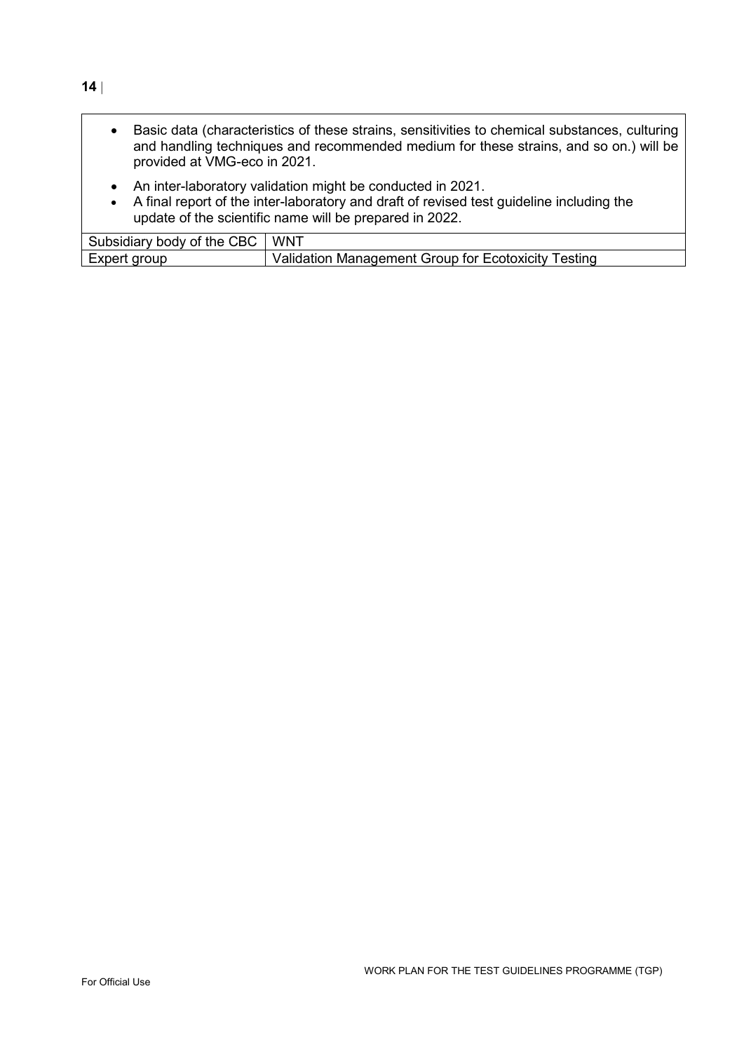- Basic data (characteristics of these strains, sensitivities to chemical substances, culturing and handling techniques and recommended medium for these strains, and so on.) will be provided at VMG-eco in 2021.
- An inter-laboratory validation might be conducted in 2021.
- A final report of the inter-laboratory and draft of revised test guideline including the update of the scientific name will be prepared in 2022.

| Subsidiary body of the CBC | WNT |
|---|---|
| Expert group | Validation Management Group for Ecotoxicity Testing |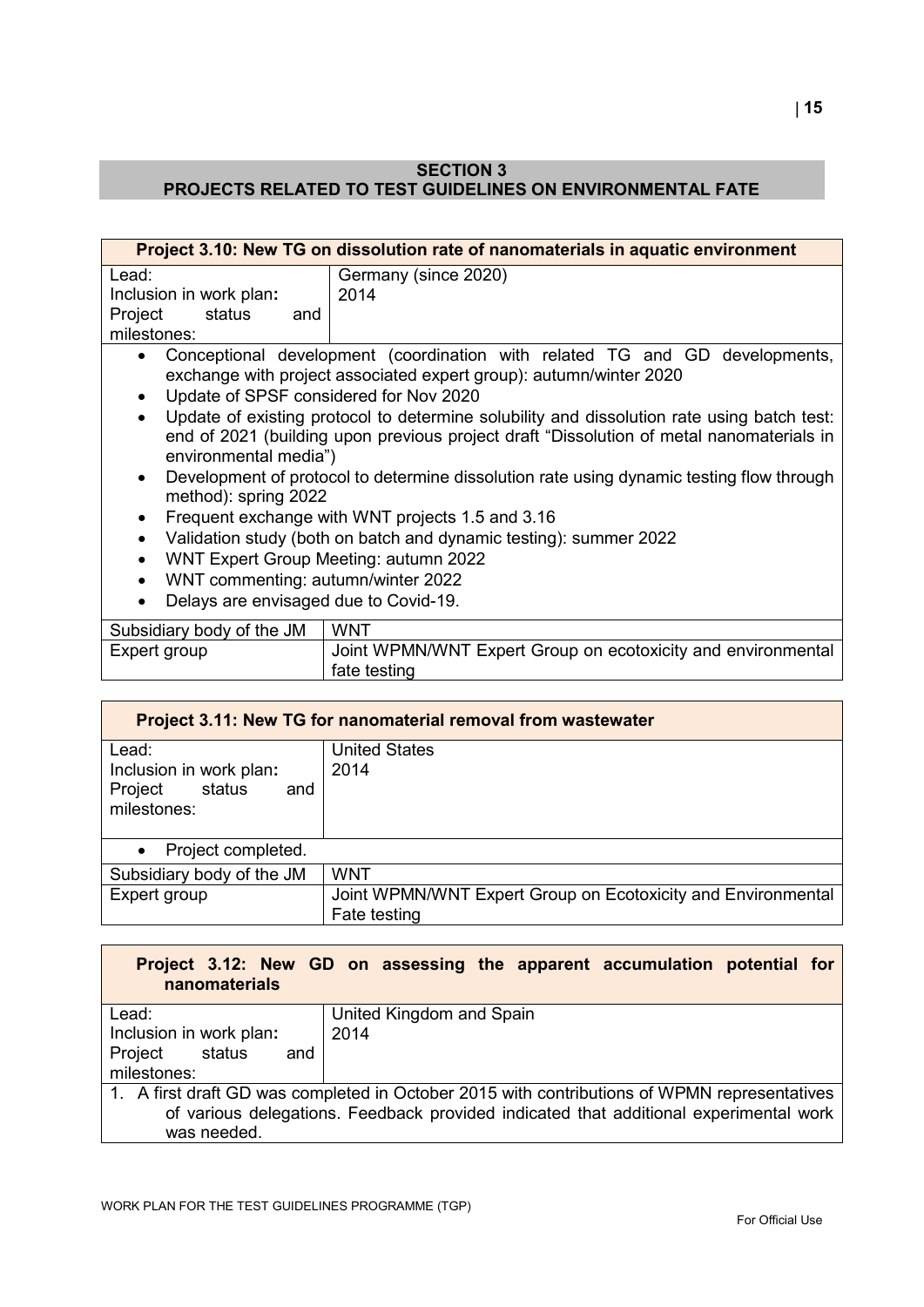## SECTION 3
## PROJECTS RELATED TO TEST GUIDELINES ON ENVIRONMENTAL FATE

| **Project 3.10: New TG on dissolution rate of nanomaterials in aquatic environment** | |
|---|---|
| Lead:<br>Inclusion in work plan:<br>Project status and milestones: | Germany (since 2020)<br>2014 |
| • Conceptional development (coordination with related TG and GD developments, exchange with project associated expert group): autumn/winter 2020<br>• Update of SPSF considered for Nov 2020<br>• Update of existing protocol to determine solubility and dissolution rate using batch test: end of 2021 (building upon previous project draft "Dissolution of metal nanomaterials in environmental media")<br>• Development of protocol to determine dissolution rate using dynamic testing flow through method): spring 2022<br>• Frequent exchange with WNT projects 1.5 and 3.16<br>• Validation study (both on batch and dynamic testing): summer 2022<br>• WNT Expert Group Meeting: autumn 2022<br>• WNT commenting: autumn/winter 2022<br>• Delays are envisaged due to Covid-19. | |
| Subsidiary body of the JM | WNT |
| Expert group | Joint WPMN/WNT Expert Group on ecotoxicity and environmental fate testing |

| **Project 3.11: New TG for nanomaterial removal from wastewater** | |
|---|---|
| Lead:<br>Inclusion in work plan:<br>Project status and milestones: | United States<br>2014 |
| • Project completed. | |
| Subsidiary body of the JM | WNT |
| Expert group | Joint WPMN/WNT Expert Group on Ecotoxicity and Environmental Fate testing |

| **Project 3.12: New GD on assessing the apparent accumulation potential for nanomaterials** | |
|---|---|
| Lead:<br>Inclusion in work plan:<br>Project status and milestones: | United Kingdom and Spain<br>2014 |
| 1. A first draft GD was completed in October 2015 with contributions of WPMN representatives of various delegations. Feedback provided indicated that additional experimental work was needed. | |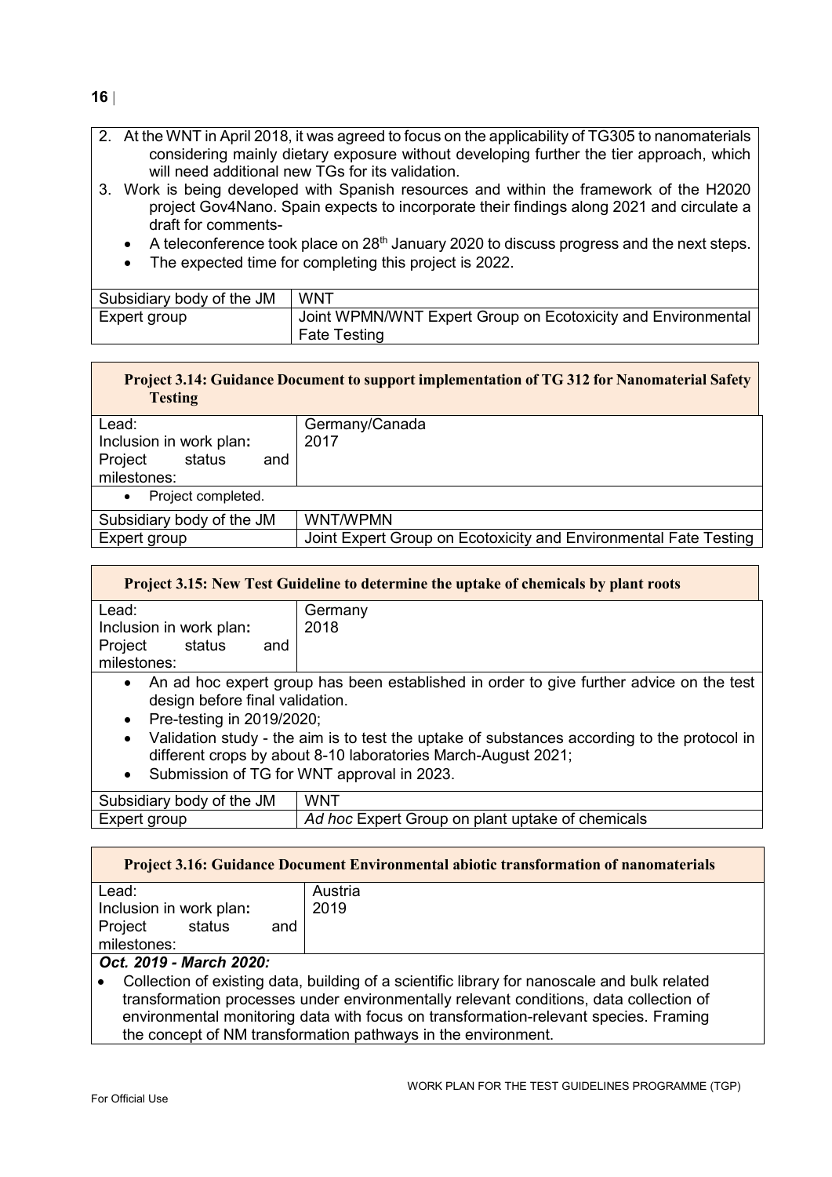2. At the WNT in April 2018, it was agreed to focus on the applicability of TG305 to nanomaterials considering mainly dietary exposure without developing further the tier approach, which will need additional new TGs for its validation.
3. Work is being developed with Spanish resources and within the framework of the H2020 project Gov4Nano. Spain expects to incorporate their findings along 2021 and circulate a draft for comments-
   - A teleconference took place on 28th January 2020 to discuss progress and the next steps.
   - The expected time for completing this project is 2022.

| Subsidiary body of the JM | WNT |
|---|---|
| Expert group | Joint WPMN/WNT Expert Group on Ecotoxicity and Environmental Fate Testing |

**Project 3.14: Guidance Document to support implementation of TG 312 for Nanomaterial Safety Testing**

| Lead: | Germany/Canada |
|---|---|
| Inclusion in work plan: | 2017 |
| Project status and milestones: | |

- Project completed.

| Subsidiary body of the JM | WNT/WPMN |
|---|---|
| Expert group | Joint Expert Group on Ecotoxicity and Environmental Fate Testing |

**Project 3.15: New Test Guideline to determine the uptake of chemicals by plant roots**

| Lead: | Germany |
|---|---|
| Inclusion in work plan: | 2018 |
| Project status and milestones: | |

- An ad hoc expert group has been established in order to give further advice on the test design before final validation.
- Pre-testing in 2019/2020;
- Validation study - the aim is to test the uptake of substances according to the protocol in different crops by about 8-10 laboratories March-August 2021;
- Submission of TG for WNT approval in 2023.

| Subsidiary body of the JM | WNT |
|---|---|
| Expert group | *Ad hoc* Expert Group on plant uptake of chemicals |

**Project 3.16: Guidance Document Environmental abiotic transformation of nanomaterials**

| Lead: | Austria |
|---|---|
| Inclusion in work plan: | 2019 |
| Project status and milestones: | |

***Oct. 2019 - March 2020:***

- Collection of existing data, building of a scientific library for nanoscale and bulk related transformation processes under environmentally relevant conditions, data collection of environmental monitoring data with focus on transformation-relevant species. Framing the concept of NM transformation pathways in the environment.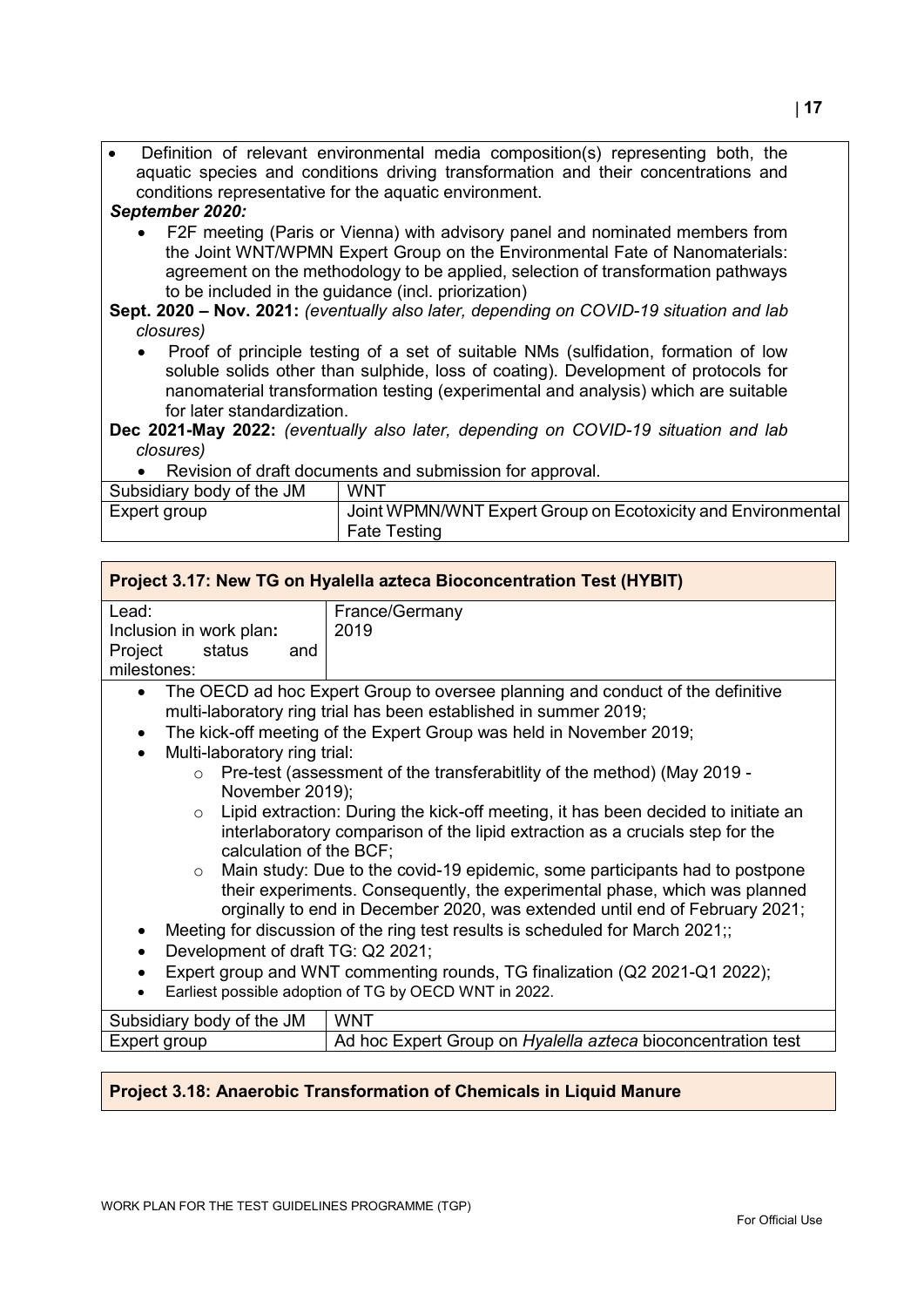- Definition of relevant environmental media composition(s) representing both, the aquatic species and conditions driving transformation and their concentrations and conditions representative for the aquatic environment.

***September 2020:***

- F2F meeting (Paris or Vienna) with advisory panel and nominated members from the Joint WNT/WPMN Expert Group on the Environmental Fate of Nanomaterials: agreement on the methodology to be applied, selection of transformation pathways to be included in the guidance (incl. priorization)

**Sept. 2020 – Nov. 2021:** *(eventually also later, depending on COVID-19 situation and lab closures)*

- Proof of principle testing of a set of suitable NMs (sulfidation, formation of low soluble solids other than sulphide, loss of coating). Development of protocols for nanomaterial transformation testing (experimental and analysis) which are suitable for later standardization.

**Dec 2021-May 2022:** *(eventually also later, depending on COVID-19 situation and lab closures)*

- Revision of draft documents and submission for approval.

| | |
|---|---|
| Subsidiary body of the JM | WNT |
| Expert group | Joint WPMN/WNT Expert Group on Ecotoxicity and Environmental Fate Testing |

**Project 3.17: New TG on Hyalella azteca Bioconcentration Test (HYBIT)**

| | |
|---|---|
| Lead:<br>Inclusion in work plan:<br>Project status and milestones: | France/Germany<br>2019 |

- The OECD ad hoc Expert Group to oversee planning and conduct of the definitive multi-laboratory ring trial has been established in summer 2019;
- The kick-off meeting of the Expert Group was held in November 2019;
- Multi-laboratory ring trial:
  - Pre-test (assessment of the transferabitlity of the method) (May 2019 - November 2019);
  - Lipid extraction: During the kick-off meeting, it has been decided to initiate an interlaboratory comparison of the lipid extraction as a crucials step for the calculation of the BCF;
  - Main study: Due to the covid-19 epidemic, some participants had to postpone their experiments. Consequently, the experimental phase, which was planned orginally to end in December 2020, was extended until end of February 2021;
- Meeting for discussion of the ring test results is scheduled for March 2021;;
- Development of draft TG: Q2 2021;
- Expert group and WNT commenting rounds, TG finalization (Q2 2021-Q1 2022);
- Earliest possible adoption of TG by OECD WNT in 2022.

| | |
|---|---|
| Subsidiary body of the JM | WNT |
| Expert group | Ad hoc Expert Group on *Hyalella azteca* bioconcentration test |

**Project 3.18: Anaerobic Transformation of Chemicals in Liquid Manure**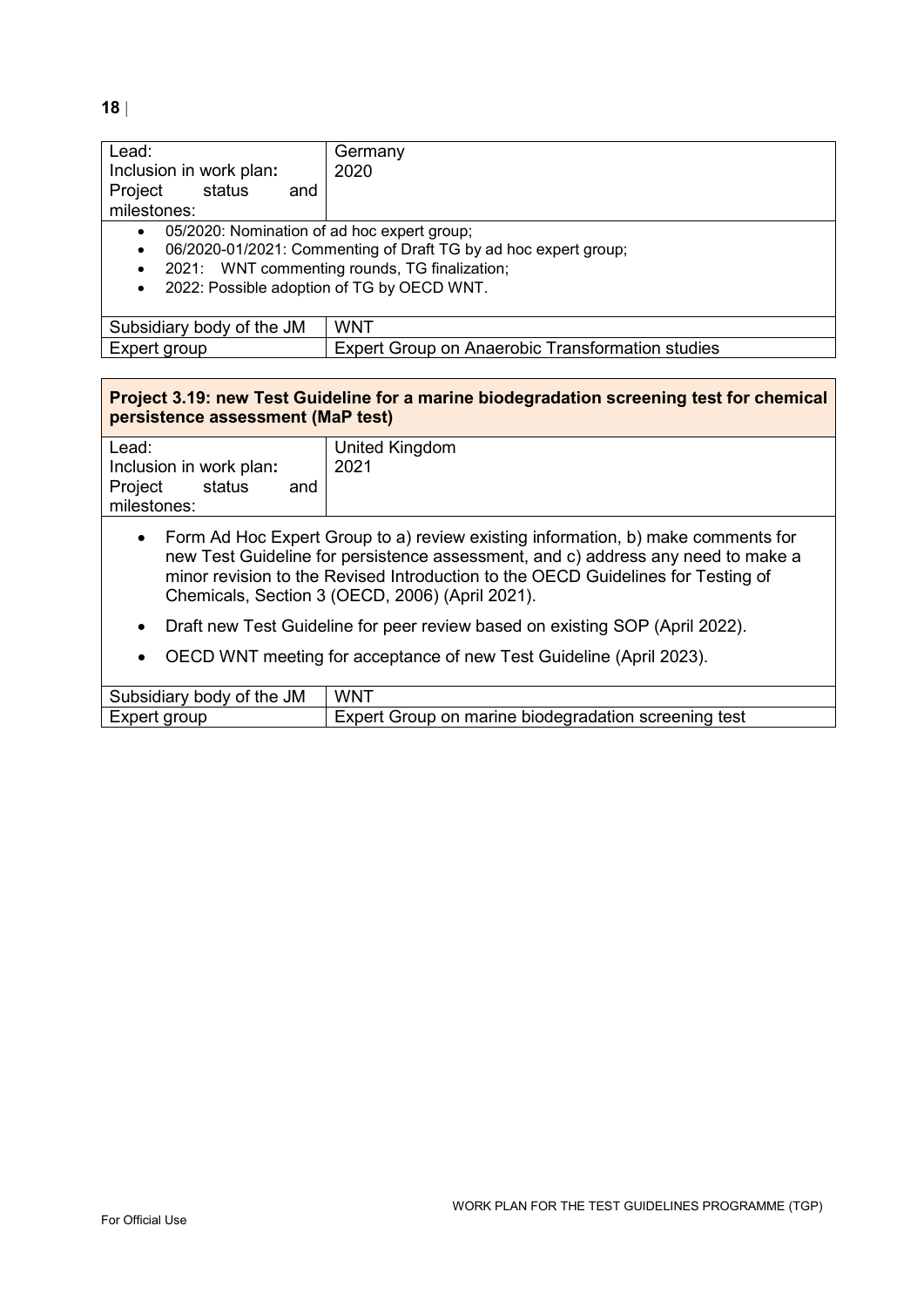| | |
|---|---|
| Lead: | Germany |
| Inclusion in work plan: | 2020 |
| Project status and milestones: | |

- 05/2020: Nomination of ad hoc expert group;
- 06/2020-01/2021: Commenting of Draft TG by ad hoc expert group;
- 2021: WNT commenting rounds, TG finalization;
- 2022: Possible adoption of TG by OECD WNT.

| | |
|---|---|
| Subsidiary body of the JM | WNT |
| Expert group | Expert Group on Anaerobic Transformation studies |

**Project 3.19: new Test Guideline for a marine biodegradation screening test for chemical persistence assessment (MaP test)**

| | |
|---|---|
| Lead: | United Kingdom |
| Inclusion in work plan: | 2021 |
| Project status and milestones: | |

- Form Ad Hoc Expert Group to a) review existing information, b) make comments for new Test Guideline for persistence assessment, and c) address any need to make a minor revision to the Revised Introduction to the OECD Guidelines for Testing of Chemicals, Section 3 (OECD, 2006) (April 2021).
- Draft new Test Guideline for peer review based on existing SOP (April 2022).
- OECD WNT meeting for acceptance of new Test Guideline (April 2023).

| | |
|---|---|
| Subsidiary body of the JM | WNT |
| Expert group | Expert Group on marine biodegradation screening test |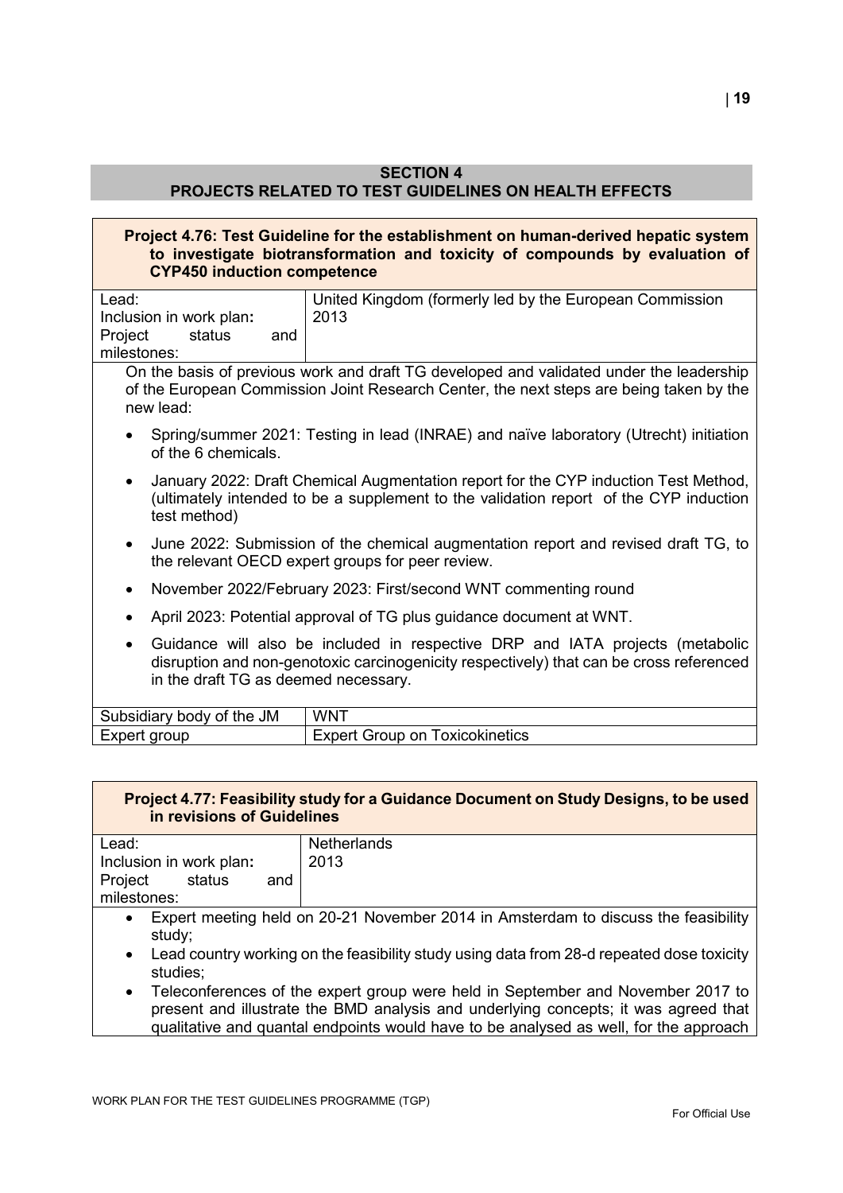## SECTION 4
## PROJECTS RELATED TO TEST GUIDELINES ON HEALTH EFFECTS

**Project 4.76: Test Guideline for the establishment on human-derived hepatic system to investigate biotransformation and toxicity of compounds by evaluation of CYP450 induction competence**

| | |
|---|---|
| Lead: | United Kingdom (formerly led by the European Commission |
| Inclusion in work plan: | 2013 |
| Project status and milestones: | |

On the basis of previous work and draft TG developed and validated under the leadership of the European Commission Joint Research Center, the next steps are being taken by the new lead:

- Spring/summer 2021: Testing in lead (INRAE) and naïve laboratory (Utrecht) initiation of the 6 chemicals.
- January 2022: Draft Chemical Augmentation report for the CYP induction Test Method, (ultimately intended to be a supplement to the validation report of the CYP induction test method)
- June 2022: Submission of the chemical augmentation report and revised draft TG, to the relevant OECD expert groups for peer review.
- November 2022/February 2023: First/second WNT commenting round
- April 2023: Potential approval of TG plus guidance document at WNT.
- Guidance will also be included in respective DRP and IATA projects (metabolic disruption and non-genotoxic carcinogenicity respectively) that can be cross referenced in the draft TG as deemed necessary.

| | |
|---|---|
| Subsidiary body of the JM | WNT |
| Expert group | Expert Group on Toxicokinetics |

**Project 4.77: Feasibility study for a Guidance Document on Study Designs, to be used in revisions of Guidelines**

| | |
|---|---|
| Lead: | Netherlands |
| Inclusion in work plan: | 2013 |
| Project status and milestones: | |

- Expert meeting held on 20-21 November 2014 in Amsterdam to discuss the feasibility study;
- Lead country working on the feasibility study using data from 28-d repeated dose toxicity studies;
- Teleconferences of the expert group were held in September and November 2017 to present and illustrate the BMD analysis and underlying concepts; it was agreed that qualitative and quantal endpoints would have to be analysed as well, for the approach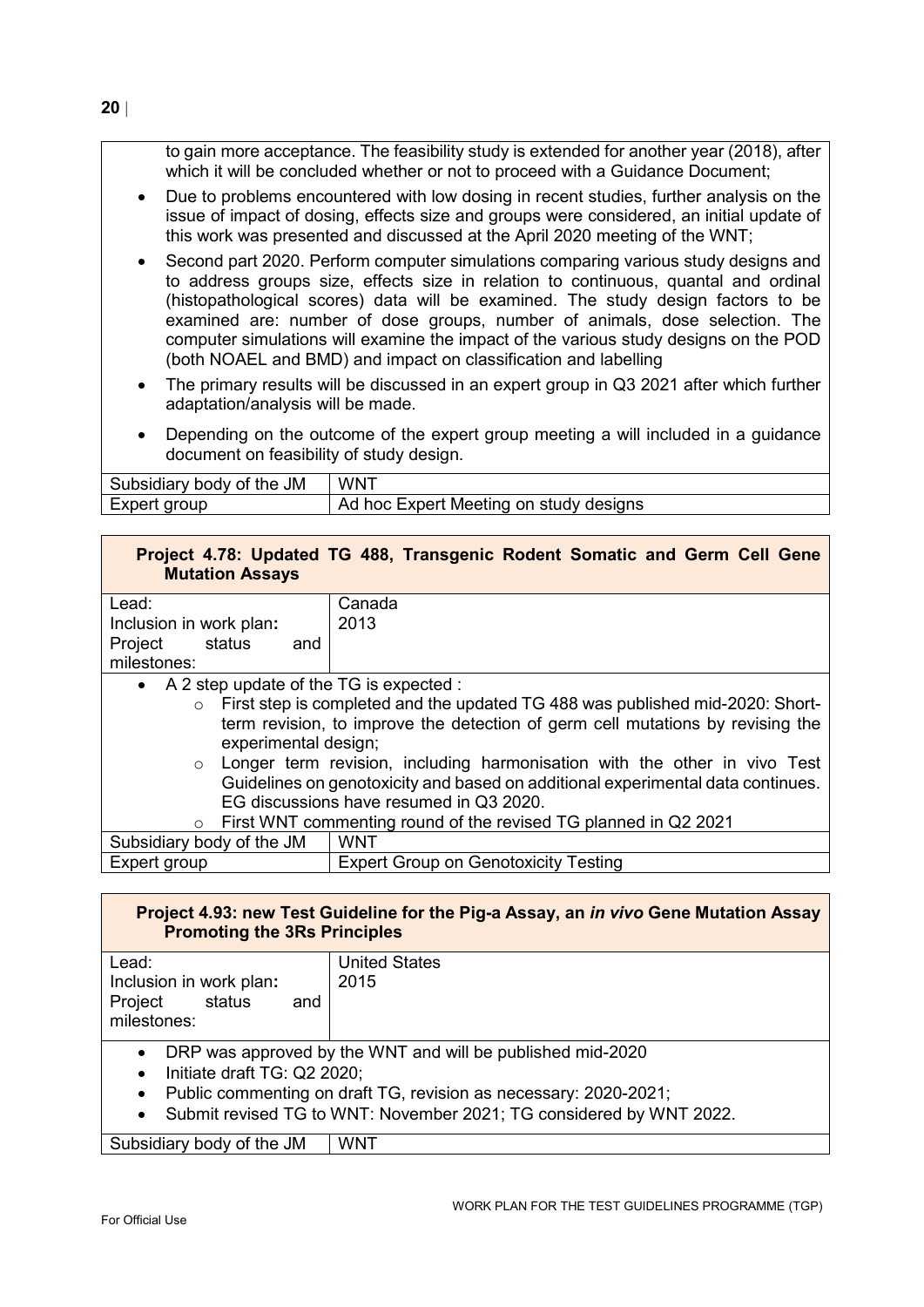to gain more acceptance. The feasibility study is extended for another year (2018), after which it will be concluded whether or not to proceed with a Guidance Document;

- Due to problems encountered with low dosing in recent studies, further analysis on the issue of impact of dosing, effects size and groups were considered, an initial update of this work was presented and discussed at the April 2020 meeting of the WNT;
- Second part 2020. Perform computer simulations comparing various study designs and to address groups size, effects size in relation to continuous, quantal and ordinal (histopathological scores) data will be examined. The study design factors to be examined are: number of dose groups, number of animals, dose selection. The computer simulations will examine the impact of the various study designs on the POD (both NOAEL and BMD) and impact on classification and labelling
- The primary results will be discussed in an expert group in Q3 2021 after which further adaptation/analysis will be made.
- Depending on the outcome of the expert group meeting a will included in a guidance document on feasibility of study design.

| | |
|---|---|
| Subsidiary body of the JM | WNT |
| Expert group | Ad hoc Expert Meeting on study designs |

**Project 4.78: Updated TG 488, Transgenic Rodent Somatic and Germ Cell Gene Mutation Assays**

| | |
|---|---|
| Lead: | Canada |
| Inclusion in work plan: | 2013 |
| Project status and milestones: | |

- A 2 step update of the TG is expected :
  - First step is completed and the updated TG 488 was published mid-2020: Short-term revision, to improve the detection of germ cell mutations by revising the experimental design;
  - Longer term revision, including harmonisation with the other in vivo Test Guidelines on genotoxicity and based on additional experimental data continues. EG discussions have resumed in Q3 2020.
  - First WNT commenting round of the revised TG planned in Q2 2021

| | |
|---|---|
| Subsidiary body of the JM | WNT |
| Expert group | Expert Group on Genotoxicity Testing |

**Project 4.93: new Test Guideline for the Pig-a Assay, an *in vivo* Gene Mutation Assay Promoting the 3Rs Principles**

| | |
|---|---|
| Lead: | United States |
| Inclusion in work plan: | 2015 |
| Project status and milestones: | |

- DRP was approved by the WNT and will be published mid-2020
- Initiate draft TG: Q2 2020;
- Public commenting on draft TG, revision as necessary: 2020-2021;
- Submit revised TG to WNT: November 2021; TG considered by WNT 2022.

| | |
|---|---|
| Subsidiary body of the JM | WNT |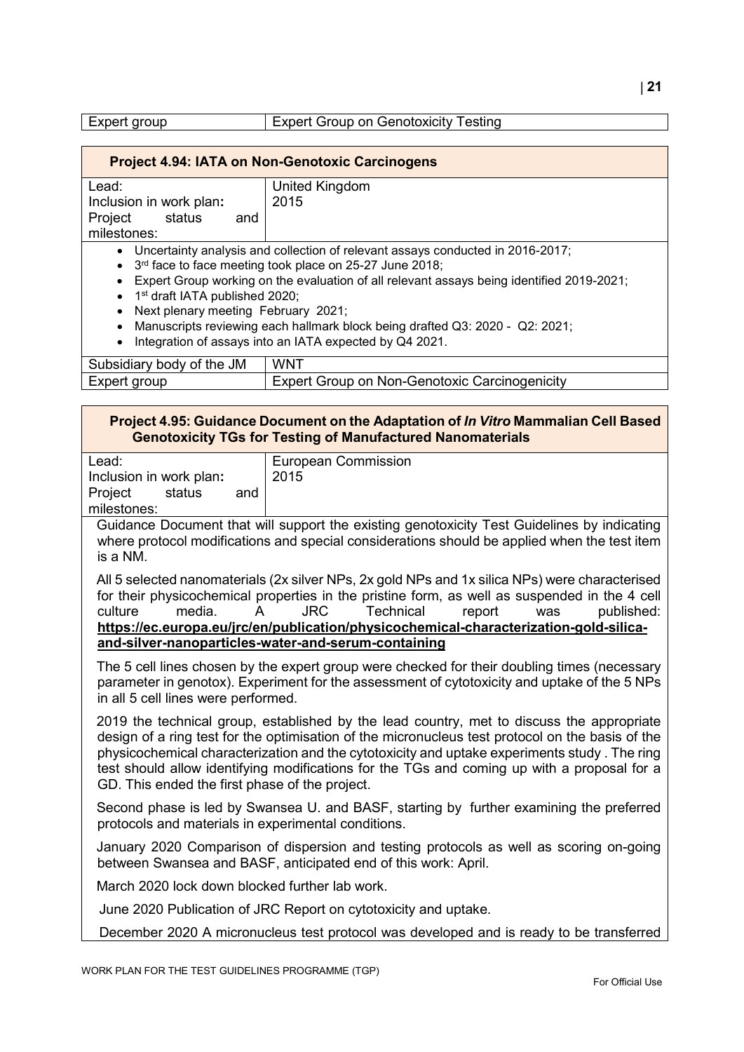| Expert group | Expert Group on Genotoxicity Testing |
|---|---|

**Project 4.94: IATA on Non-Genotoxic Carcinogens**

| Lead: | United Kingdom |
|---|---|
| Inclusion in work plan: | 2015 |
| Project status and milestones: | |

- Uncertainty analysis and collection of relevant assays conducted in 2016-2017;
- 3rd face to face meeting took place on 25-27 June 2018;
- Expert Group working on the evaluation of all relevant assays being identified 2019-2021;
- 1st draft IATA published 2020;
- Next plenary meeting February 2021;
- Manuscripts reviewing each hallmark block being drafted Q3: 2020 - Q2: 2021;
- Integration of assays into an IATA expected by Q4 2021.

| Subsidiary body of the JM | WNT |
|---|---|
| Expert group | Expert Group on Non-Genotoxic Carcinogenicity |

**Project 4.95: Guidance Document on the Adaptation of *In Vitro* Mammalian Cell Based Genotoxicity TGs for Testing of Manufactured Nanomaterials**

| Lead: | European Commission |
|---|---|
| Inclusion in work plan: | 2015 |
| Project status and milestones: | |

Guidance Document that will support the existing genotoxicity Test Guidelines by indicating where protocol modifications and special considerations should be applied when the test item is a NM.

All 5 selected nanomaterials (2x silver NPs, 2x gold NPs and 1x silica NPs) were characterised for their physicochemical properties in the pristine form, as well as suspended in the 4 cell culture media. A JRC Technical report was published: **https://ec.europa.eu/jrc/en/publication/physicochemical-characterization-gold-silica-and-silver-nanoparticles-water-and-serum-containing**

The 5 cell lines chosen by the expert group were checked for their doubling times (necessary parameter in genotox). Experiment for the assessment of cytotoxicity and uptake of the 5 NPs in all 5 cell lines were performed.

2019 the technical group, established by the lead country, met to discuss the appropriate design of a ring test for the optimisation of the micronucleus test protocol on the basis of the physicochemical characterization and the cytotoxicity and uptake experiments study . The ring test should allow identifying modifications for the TGs and coming up with a proposal for a GD. This ended the first phase of the project.

Second phase is led by Swansea U. and BASF, starting by further examining the preferred protocols and materials in experimental conditions.

January 2020 Comparison of dispersion and testing protocols as well as scoring on-going between Swansea and BASF, anticipated end of this work: April.

March 2020 lock down blocked further lab work.

June 2020 Publication of JRC Report on cytotoxicity and uptake.

December 2020 A micronucleus test protocol was developed and is ready to be transferred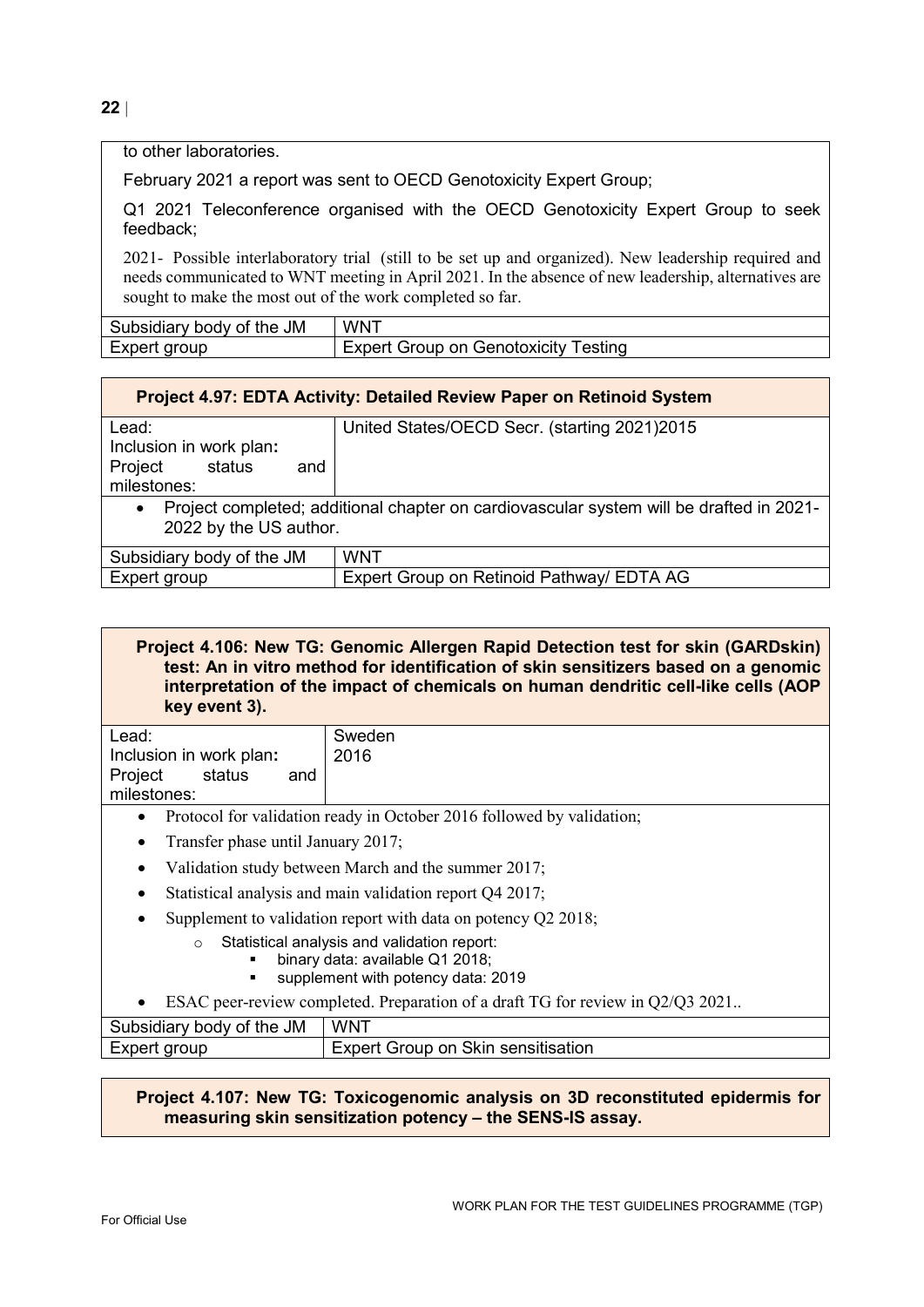to other laboratories.

February 2021 a report was sent to OECD Genotoxicity Expert Group;

Q1 2021 Teleconference organised with the OECD Genotoxicity Expert Group to seek feedback;

2021- Possible interlaboratory trial (still to be set up and organized). New leadership required and needs communicated to WNT meeting in April 2021. In the absence of new leadership, alternatives are sought to make the most out of the work completed so far.

| | |
|---|---|
| Subsidiary body of the JM | WNT |
| Expert group | Expert Group on Genotoxicity Testing |

**Project 4.97: EDTA Activity: Detailed Review Paper on Retinoid System**

| | |
|---|---|
| Lead: | United States/OECD Secr. (starting 2021)2015 |
| Inclusion in work plan: | |
| Project status and milestones: | |

- Project completed; additional chapter on cardiovascular system will be drafted in 2021-2022 by the US author.

| | |
|---|---|
| Subsidiary body of the JM | WNT |
| Expert group | Expert Group on Retinoid Pathway/ EDTA AG |

**Project 4.106: New TG: Genomic Allergen Rapid Detection test for skin (GARDskin) test: An in vitro method for identification of skin sensitizers based on a genomic interpretation of the impact of chemicals on human dendritic cell-like cells (AOP key event 3).**

| | |
|---|---|
| Lead: | Sweden |
| Inclusion in work plan: | 2016 |
| Project status and milestones: | |

- Protocol for validation ready in October 2016 followed by validation;
- Transfer phase until January 2017;
- Validation study between March and the summer 2017;
- Statistical analysis and main validation report Q4 2017;
- Supplement to validation report with data on potency Q2 2018;
  - Statistical analysis and validation report:
    - binary data: available Q1 2018;
    - supplement with potency data: 2019
- ESAC peer-review completed. Preparation of a draft TG for review in Q2/Q3 2021..

| | |
|---|---|
| Subsidiary body of the JM | WNT |
| Expert group | Expert Group on Skin sensitisation |

**Project 4.107: New TG: Toxicogenomic analysis on 3D reconstituted epidermis for measuring skin sensitization potency – the SENS-IS assay.**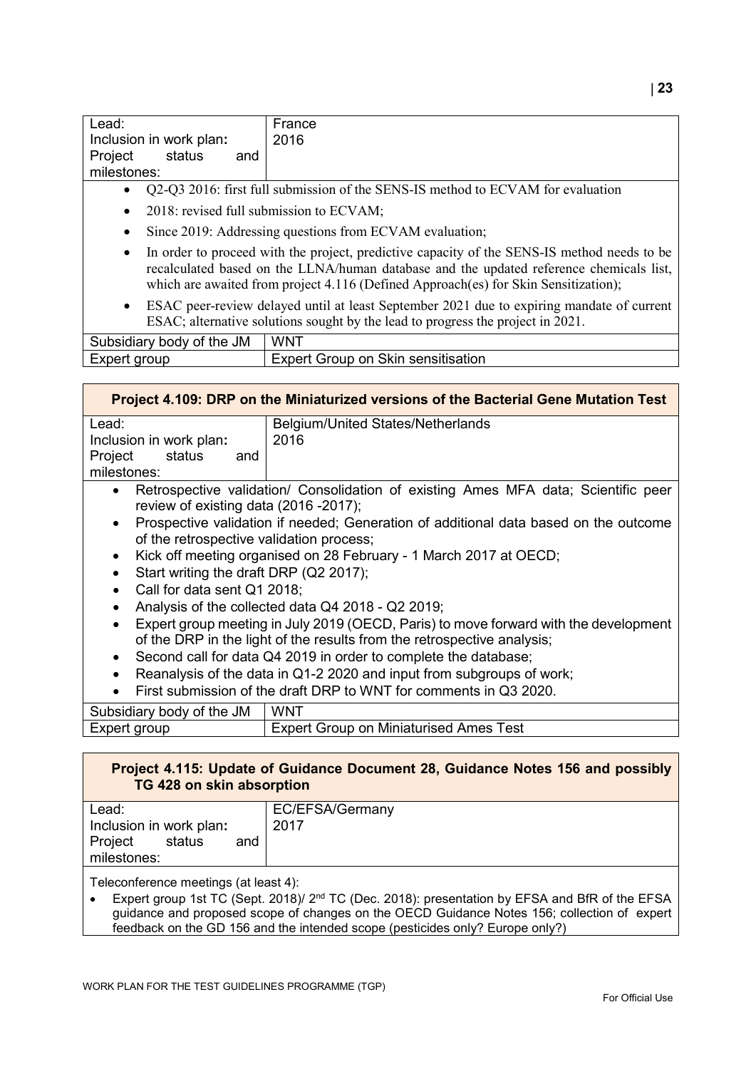| | |
|---|---|
| Lead: | France |
| Inclusion in work plan: | 2016 |
| Project status and milestones: | |

- Q2-Q3 2016: first full submission of the SENS-IS method to ECVAM for evaluation
- 2018: revised full submission to ECVAM;
- Since 2019: Addressing questions from ECVAM evaluation;
- In order to proceed with the project, predictive capacity of the SENS-IS method needs to be recalculated based on the LLNA/human database and the updated reference chemicals list, which are awaited from project 4.116 (Defined Approach(es) for Skin Sensitization);
- ESAC peer-review delayed until at least September 2021 due to expiring mandate of current ESAC; alternative solutions sought by the lead to progress the project in 2021.

| | |
|---|---|
| Subsidiary body of the JM | WNT |
| Expert group | Expert Group on Skin sensitisation |

**Project 4.109: DRP on the Miniaturized versions of the Bacterial Gene Mutation Test**

| | |
|---|---|
| Lead: | Belgium/United States/Netherlands |
| Inclusion in work plan: | 2016 |
| Project status and milestones: | |

- Retrospective validation/ Consolidation of existing Ames MFA data; Scientific peer review of existing data (2016 -2017);
- Prospective validation if needed; Generation of additional data based on the outcome of the retrospective validation process;
- Kick off meeting organised on 28 February - 1 March 2017 at OECD;
- Start writing the draft DRP (Q2 2017);
- Call for data sent Q1 2018;
- Analysis of the collected data Q4 2018 - Q2 2019;
- Expert group meeting in July 2019 (OECD, Paris) to move forward with the development of the DRP in the light of the results from the retrospective analysis;
- Second call for data Q4 2019 in order to complete the database;
- Reanalysis of the data in Q1-2 2020 and input from subgroups of work;
- First submission of the draft DRP to WNT for comments in Q3 2020.

| | |
|---|---|
| Subsidiary body of the JM | WNT |
| Expert group | Expert Group on Miniaturised Ames Test |

**Project 4.115: Update of Guidance Document 28, Guidance Notes 156 and possibly TG 428 on skin absorption**

| | |
|---|---|
| Lead: | EC/EFSA/Germany |
| Inclusion in work plan: | 2017 |
| Project status and milestones: | |

Teleconference meetings (at least 4):

- Expert group 1st TC (Sept. 2018)/ 2nd TC (Dec. 2018): presentation by EFSA and BfR of the EFSA guidance and proposed scope of changes on the OECD Guidance Notes 156; collection of expert feedback on the GD 156 and the intended scope (pesticides only? Europe only?)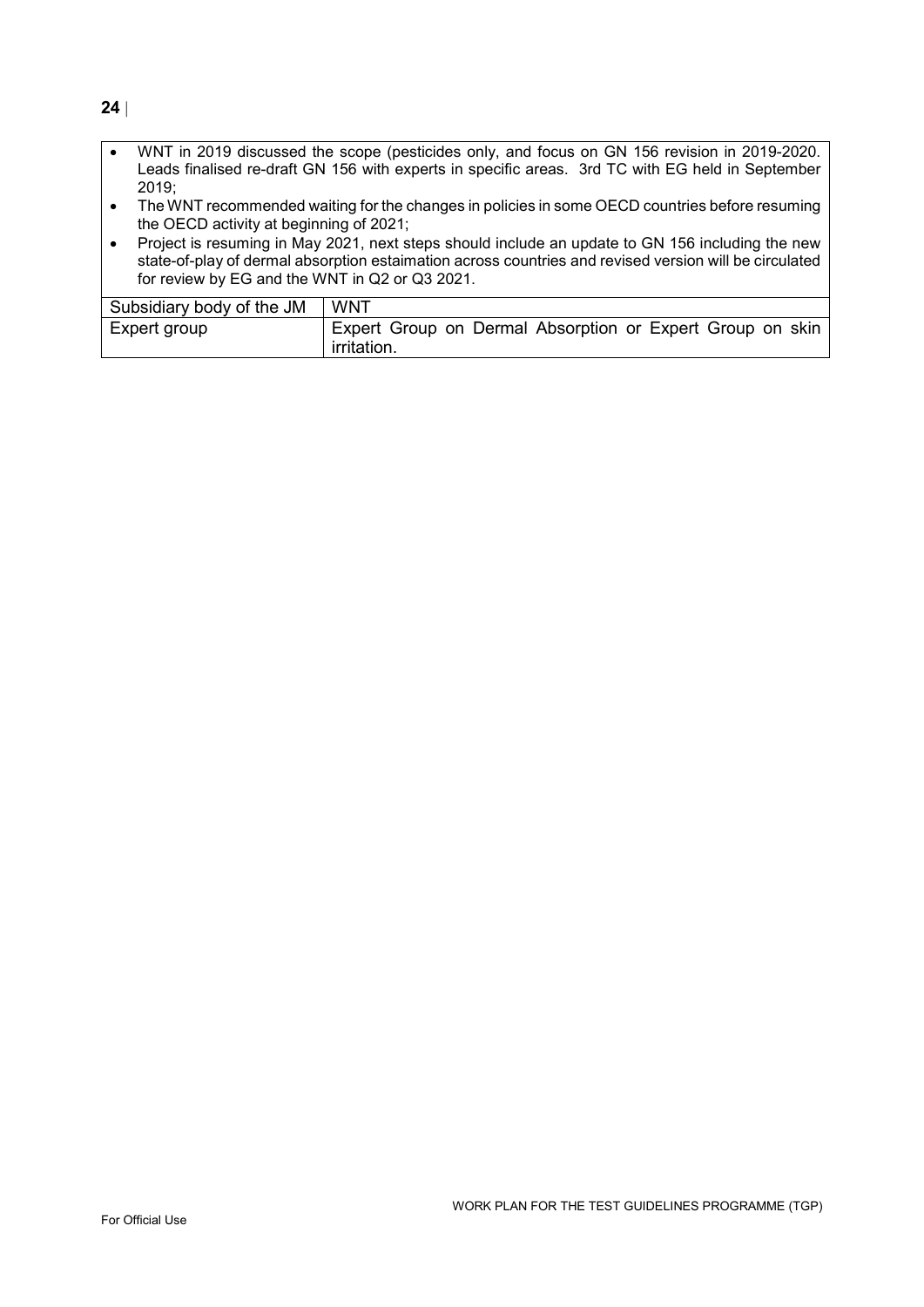- WNT in 2019 discussed the scope (pesticides only, and focus on GN 156 revision in 2019-2020. Leads finalised re-draft GN 156 with experts in specific areas. 3rd TC with EG held in September 2019;
- The WNT recommended waiting for the changes in policies in some OECD countries before resuming the OECD activity at beginning of 2021;
- Project is resuming in May 2021, next steps should include an update to GN 156 including the new state-of-play of dermal absorption estaimation across countries and revised version will be circulated for review by EG and the WNT in Q2 or Q3 2021.

| Subsidiary body of the JM | WNT |
|---|---|
| Expert group | Expert Group on Dermal Absorption or Expert Group on skin irritation. |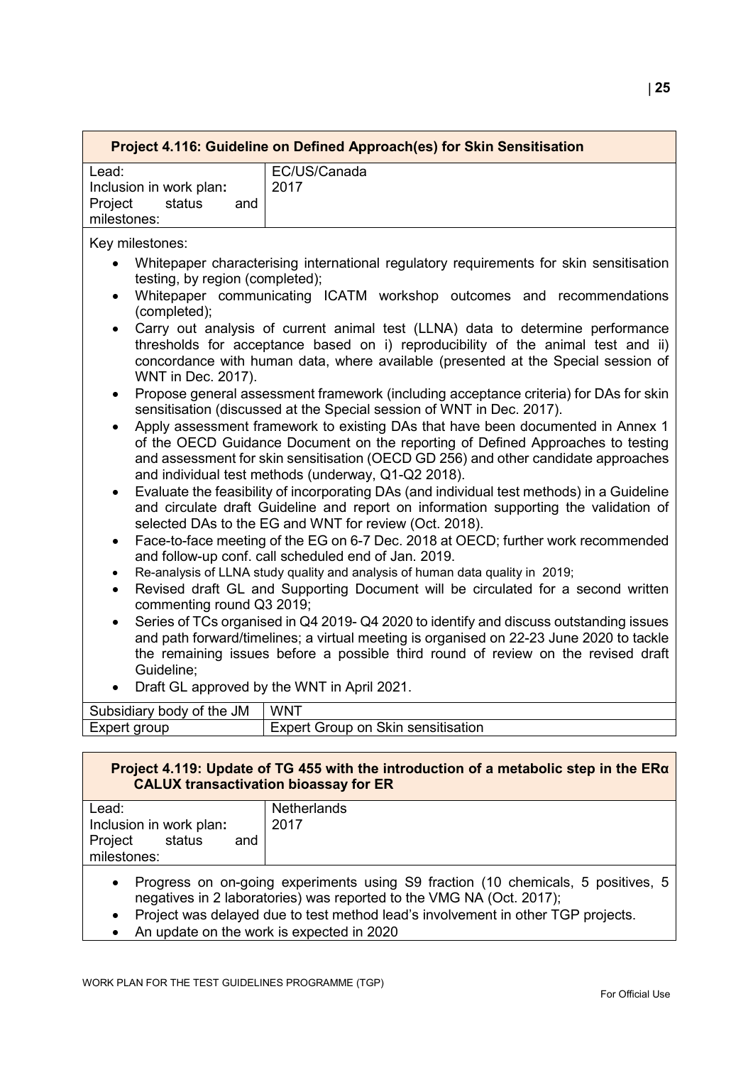| **Project 4.116: Guideline on Defined Approach(es) for Skin Sensitisation** | |
|---|---|
| Lead:<br>Inclusion in work plan:<br>Project status and milestones: | EC/US/Canada<br>2017 |

Key milestones:

- Whitepaper characterising international regulatory requirements for skin sensitisation testing, by region (completed);
- Whitepaper communicating ICATM workshop outcomes and recommendations (completed);
- Carry out analysis of current animal test (LLNA) data to determine performance thresholds for acceptance based on i) reproducibility of the animal test and ii) concordance with human data, where available (presented at the Special session of WNT in Dec. 2017).
- Propose general assessment framework (including acceptance criteria) for DAs for skin sensitisation (discussed at the Special session of WNT in Dec. 2017).
- Apply assessment framework to existing DAs that have been documented in Annex 1 of the OECD Guidance Document on the reporting of Defined Approaches to testing and assessment for skin sensitisation (OECD GD 256) and other candidate approaches and individual test methods (underway, Q1-Q2 2018).
- Evaluate the feasibility of incorporating DAs (and individual test methods) in a Guideline and circulate draft Guideline and report on information supporting the validation of selected DAs to the EG and WNT for review (Oct. 2018).
- Face-to-face meeting of the EG on 6-7 Dec. 2018 at OECD; further work recommended and follow-up conf. call scheduled end of Jan. 2019.
- Re-analysis of LLNA study quality and analysis of human data quality in 2019;
- Revised draft GL and Supporting Document will be circulated for a second written commenting round Q3 2019;
- Series of TCs organised in Q4 2019- Q4 2020 to identify and discuss outstanding issues and path forward/timelines; a virtual meeting is organised on 22-23 June 2020 to tackle the remaining issues before a possible third round of review on the revised draft Guideline;
- Draft GL approved by the WNT in April 2021.

| | |
|---|---|
| Subsidiary body of the JM | WNT |
| Expert group | Expert Group on Skin sensitisation |

| **Project 4.119: Update of TG 455 with the introduction of a metabolic step in the ERα CALUX transactivation bioassay for ER** | |
|---|---|
| Lead:<br>Inclusion in work plan:<br>Project status and milestones: | Netherlands<br>2017 |

- Progress on on-going experiments using S9 fraction (10 chemicals, 5 positives, 5 negatives in 2 laboratories) was reported to the VMG NA (Oct. 2017);
- Project was delayed due to test method lead's involvement in other TGP projects.
- An update on the work is expected in 2020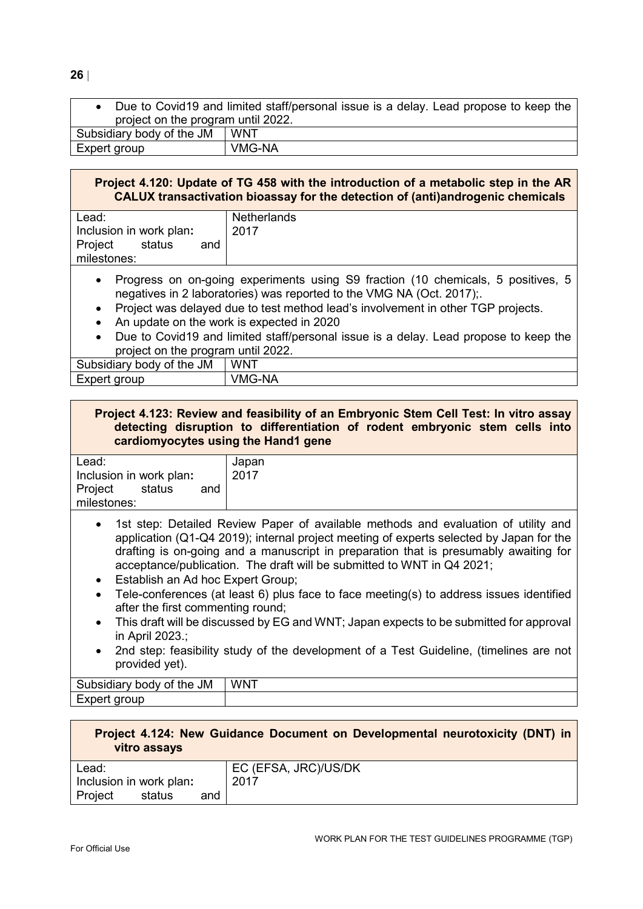- Due to Covid19 and limited staff/personal issue is a delay. Lead propose to keep the project on the program until 2022.

| Subsidiary body of the JM | WNT |
|---|---|
| Expert group | VMG-NA |

**Project 4.120: Update of TG 458 with the introduction of a metabolic step in the AR CALUX transactivation bioassay for the detection of (anti)androgenic chemicals**

| Lead: | Netherlands |
|---|---|
| Inclusion in work plan**:** | 2017 |
| Project status and milestones: | |

- Progress on on-going experiments using S9 fraction (10 chemicals, 5 positives, 5 negatives in 2 laboratories) was reported to the VMG NA (Oct. 2017);.
- Project was delayed due to test method lead's involvement in other TGP projects.
- An update on the work is expected in 2020
- Due to Covid19 and limited staff/personal issue is a delay. Lead propose to keep the project on the program until 2022.

| Subsidiary body of the JM | WNT |
|---|---|
| Expert group | VMG-NA |

**Project 4.123: Review and feasibility of an Embryonic Stem Cell Test: In vitro assay detecting disruption to differentiation of rodent embryonic stem cells into cardiomyocytes using the Hand1 gene**

| Lead: | Japan |
|---|---|
| Inclusion in work plan**:** | 2017 |
| Project status and milestones: | |

- 1st step: Detailed Review Paper of available methods and evaluation of utility and application (Q1-Q4 2019); internal project meeting of experts selected by Japan for the drafting is on-going and a manuscript in preparation that is presumably awaiting for acceptance/publication. The draft will be submitted to WNT in Q4 2021;
- Establish an Ad hoc Expert Group;
- Tele-conferences (at least 6) plus face to face meeting(s) to address issues identified after the first commenting round;
- This draft will be discussed by EG and WNT; Japan expects to be submitted for approval in April 2023.;
- 2nd step: feasibility study of the development of a Test Guideline, (timelines are not provided yet).

| Subsidiary body of the JM | WNT |
|---|---|
| Expert group | |

**Project 4.124: New Guidance Document on Developmental neurotoxicity (DNT) in vitro assays**

| Lead: | EC (EFSA, JRC)/US/DK |
|---|---|
| Inclusion in work plan**:** | 2017 |
| Project status and | |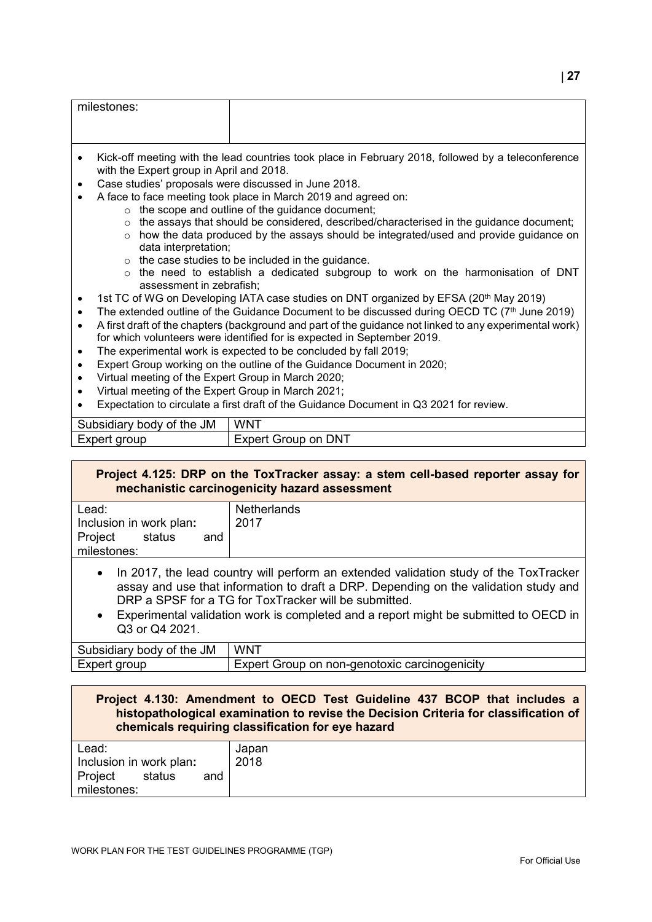| milestones: | |
|---|---|

- Kick-off meeting with the lead countries took place in February 2018, followed by a teleconference with the Expert group in April and 2018.
- Case studies' proposals were discussed in June 2018.
- A face to face meeting took place in March 2019 and agreed on:
    - the scope and outline of the guidance document;
    - the assays that should be considered, described/characterised in the guidance document;
    - how the data produced by the assays should be integrated/used and provide guidance on data interpretation;
    - the case studies to be included in the guidance.
    - the need to establish a dedicated subgroup to work on the harmonisation of DNT assessment in zebrafish;
- 1st TC of WG on Developing IATA case studies on DNT organized by EFSA (20th May 2019)
- The extended outline of the Guidance Document to be discussed during OECD TC (7th June 2019)
- A first draft of the chapters (background and part of the guidance not linked to any experimental work) for which volunteers were identified for is expected in September 2019.
- The experimental work is expected to be concluded by fall 2019;
- Expert Group working on the outline of the Guidance Document in 2020;
- Virtual meeting of the Expert Group in March 2020;
- Virtual meeting of the Expert Group in March 2021;
- Expectation to circulate a first draft of the Guidance Document in Q3 2021 for review.

| Subsidiary body of the JM | WNT |
|---|---|
| Expert group | Expert Group on DNT |

### Project 4.125: DRP on the ToxTracker assay: a stem cell-based reporter assay for mechanistic carcinogenicity hazard assessment

| Lead: | Netherlands |
|---|---|
| Inclusion in work plan: | 2017 |
| Project status and milestones: | |

- In 2017, the lead country will perform an extended validation study of the ToxTracker assay and use that information to draft a DRP. Depending on the validation study and DRP a SPSF for a TG for ToxTracker will be submitted.
- Experimental validation work is completed and a report might be submitted to OECD in Q3 or Q4 2021.

| Subsidiary body of the JM | WNT |
|---|---|
| Expert group | Expert Group on non-genotoxic carcinogenicity |

### Project 4.130: Amendment to OECD Test Guideline 437 BCOP that includes a histopathological examination to revise the Decision Criteria for classification of chemicals requiring classification for eye hazard

| Lead: | Japan |
|---|---|
| Inclusion in work plan: | 2018 |
| Project status and milestones: | |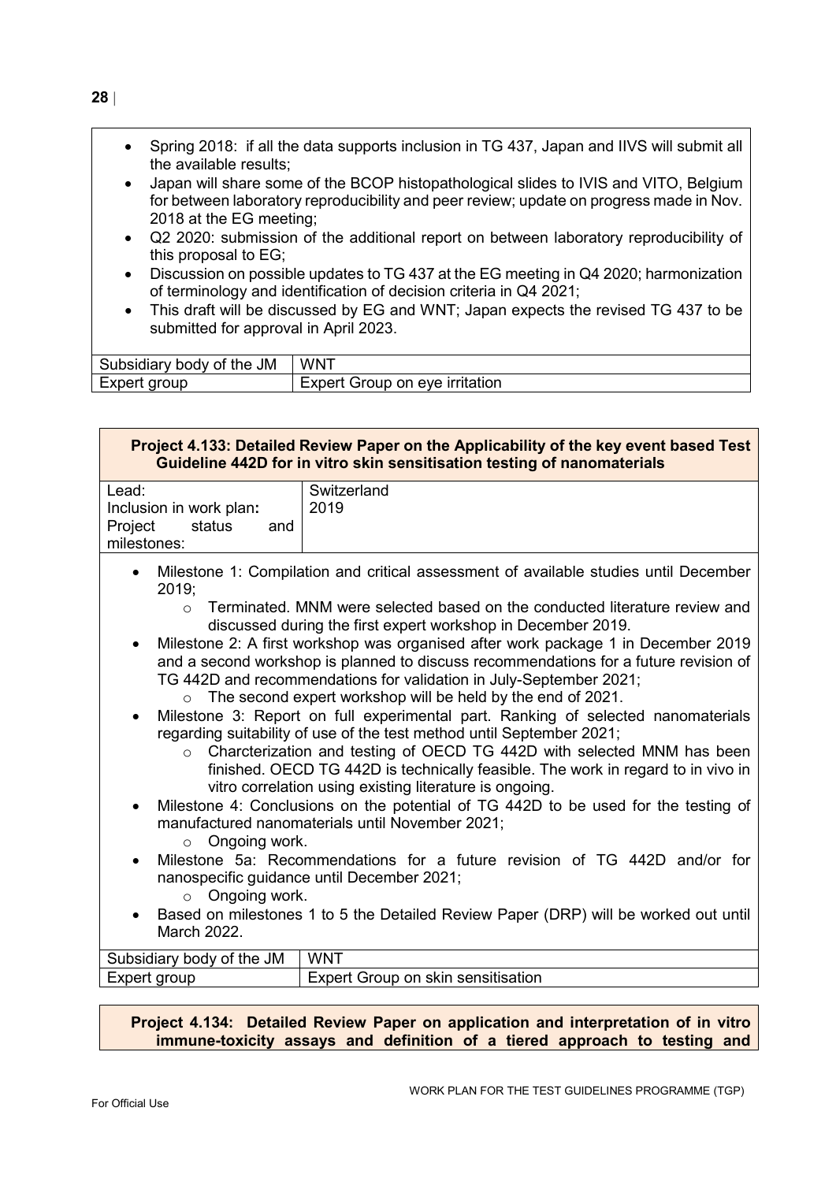- Spring 2018: if all the data supports inclusion in TG 437, Japan and IIVS will submit all the available results;
- Japan will share some of the BCOP histopathological slides to IVIS and VITO, Belgium for between laboratory reproducibility and peer review; update on progress made in Nov. 2018 at the EG meeting;
- Q2 2020: submission of the additional report on between laboratory reproducibility of this proposal to EG;
- Discussion on possible updates to TG 437 at the EG meeting in Q4 2020; harmonization of terminology and identification of decision criteria in Q4 2021;
- This draft will be discussed by EG and WNT; Japan expects the revised TG 437 to be submitted for approval in April 2023.

| | |
|---|---|
| Subsidiary body of the JM | WNT |
| Expert group | Expert Group on eye irritation |

**Project 4.133: Detailed Review Paper on the Applicability of the key event based Test Guideline 442D for in vitro skin sensitisation testing of nanomaterials**

| | |
|---|---|
| Lead: | Switzerland |
| Inclusion in work plan: | 2019 |
| Project status and milestones: | |

- Milestone 1: Compilation and critical assessment of available studies until December 2019;
  - Terminated. MNM were selected based on the conducted literature review and discussed during the first expert workshop in December 2019.
- Milestone 2: A first workshop was organised after work package 1 in December 2019 and a second workshop is planned to discuss recommendations for a future revision of TG 442D and recommendations for validation in July-September 2021;
  - The second expert workshop will be held by the end of 2021.
- Milestone 3: Report on full experimental part. Ranking of selected nanomaterials regarding suitability of use of the test method until September 2021;
  - Charcterization and testing of OECD TG 442D with selected MNM has been finished. OECD TG 442D is technically feasible. The work in regard to in vivo in vitro correlation using existing literature is ongoing.
- Milestone 4: Conclusions on the potential of TG 442D to be used for the testing of manufactured nanomaterials until November 2021;
  - Ongoing work.
- Milestone 5a: Recommendations for a future revision of TG 442D and/or for nanospecific guidance until December 2021;
  - Ongoing work.
- Based on milestones 1 to 5 the Detailed Review Paper (DRP) will be worked out until March 2022.

| | |
|---|---|
| Subsidiary body of the JM | WNT |
| Expert group | Expert Group on skin sensitisation |

**Project 4.134: Detailed Review Paper on application and interpretation of in vitro immune-toxicity assays and definition of a tiered approach to testing and**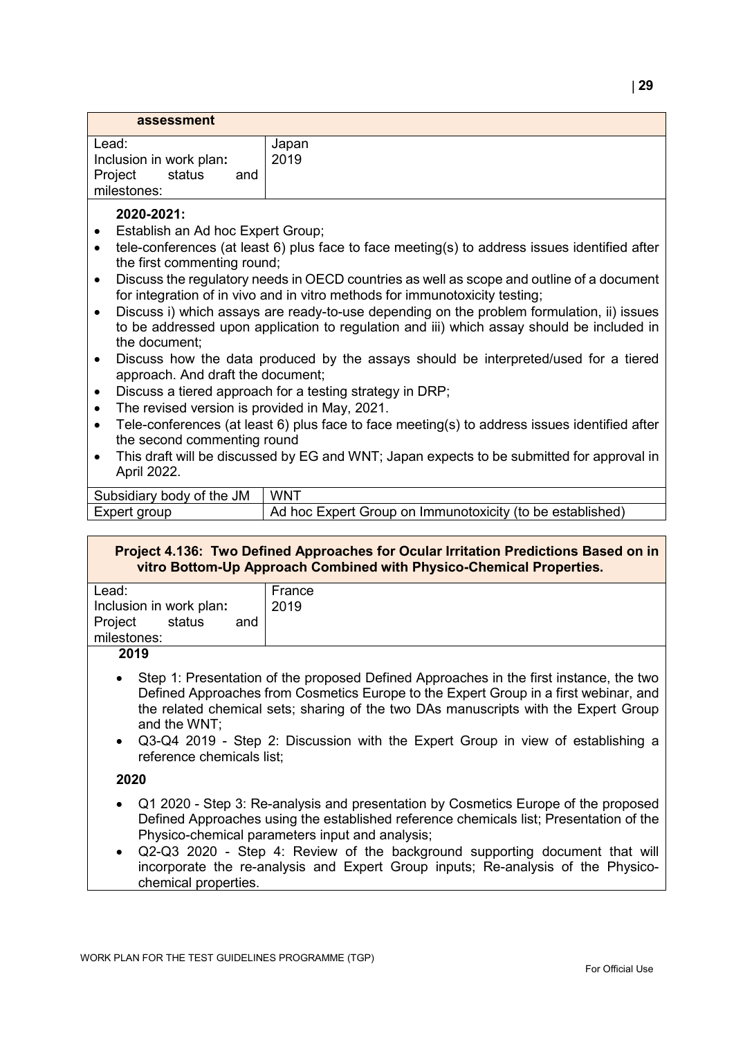**assessment**

| | |
|---|---|
| Lead: | Japan |
| Inclusion in work plan**:** | 2019 |
| Project status and milestones: | |

**2020-2021:**

- Establish an Ad hoc Expert Group;
- tele-conferences (at least 6) plus face to face meeting(s) to address issues identified after the first commenting round;
- Discuss the regulatory needs in OECD countries as well as scope and outline of a document for integration of in vivo and in vitro methods for immunotoxicity testing;
- Discuss i) which assays are ready-to-use depending on the problem formulation, ii) issues to be addressed upon application to regulation and iii) which assay should be included in the document;
- Discuss how the data produced by the assays should be interpreted/used for a tiered approach. And draft the document;
- Discuss a tiered approach for a testing strategy in DRP;
- The revised version is provided in May, 2021.
- Tele-conferences (at least 6) plus face to face meeting(s) to address issues identified after the second commenting round
- This draft will be discussed by EG and WNT; Japan expects to be submitted for approval in April 2022.

| | |
|---|---|
| Subsidiary body of the JM | WNT |
| Expert group | Ad hoc Expert Group on Immunotoxicity (to be established) |

**Project 4.136: Two Defined Approaches for Ocular Irritation Predictions Based on in vitro Bottom-Up Approach Combined with Physico-Chemical Properties.**

| | |
|---|---|
| Lead: | France |
| Inclusion in work plan**:** | 2019 |
| Project status and milestones: | |

**2019**

- Step 1: Presentation of the proposed Defined Approaches in the first instance, the two Defined Approaches from Cosmetics Europe to the Expert Group in a first webinar, and the related chemical sets; sharing of the two DAs manuscripts with the Expert Group and the WNT;
- Q3-Q4 2019 - Step 2: Discussion with the Expert Group in view of establishing a reference chemicals list;

**2020**

- Q1 2020 - Step 3: Re-analysis and presentation by Cosmetics Europe of the proposed Defined Approaches using the established reference chemicals list; Presentation of the Physico-chemical parameters input and analysis;
- Q2-Q3 2020 - Step 4: Review of the background supporting document that will incorporate the re-analysis and Expert Group inputs; Re-analysis of the Physico-chemical properties.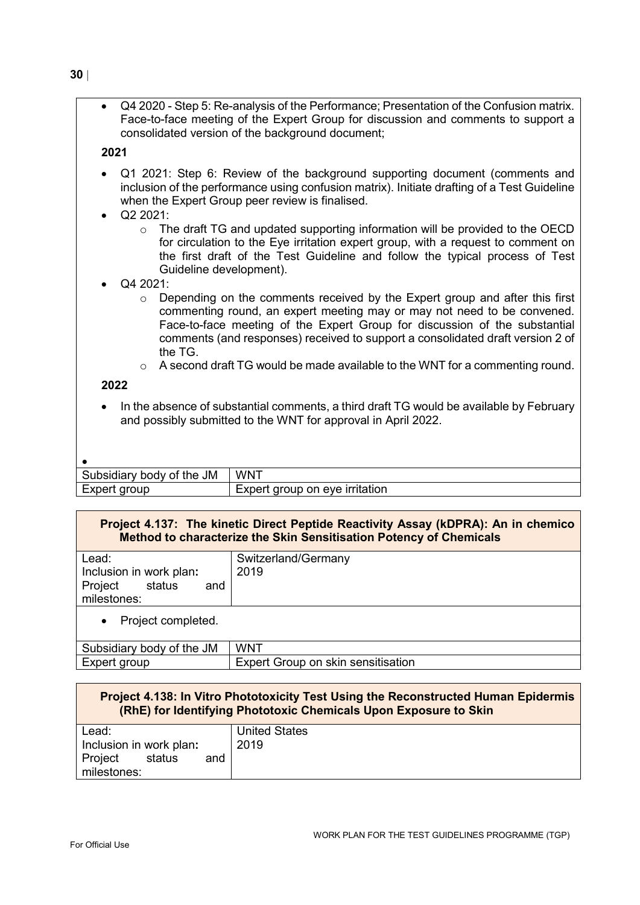- Q4 2020 - Step 5: Re-analysis of the Performance; Presentation of the Confusion matrix. Face-to-face meeting of the Expert Group for discussion and comments to support a consolidated version of the background document;

**2021**

- Q1 2021: Step 6: Review of the background supporting document (comments and inclusion of the performance using confusion matrix). Initiate drafting of a Test Guideline when the Expert Group peer review is finalised.
- Q2 2021:
  - The draft TG and updated supporting information will be provided to the OECD for circulation to the Eye irritation expert group, with a request to comment on the first draft of the Test Guideline and follow the typical process of Test Guideline development).
- Q4 2021:
  - Depending on the comments received by the Expert group and after this first commenting round, an expert meeting may or may not need to be convened. Face-to-face meeting of the Expert Group for discussion of the substantial comments (and responses) received to support a consolidated draft version 2 of the TG.
  - A second draft TG would be made available to the WNT for a commenting round.

**2022**

- In the absence of substantial comments, a third draft TG would be available by February and possibly submitted to the WNT for approval in April 2022.

| Subsidiary body of the JM | WNT |
|---|---|
| Expert group | Expert group on eye irritation |

**Project 4.137: The kinetic Direct Peptide Reactivity Assay (kDPRA): An in chemico Method to characterize the Skin Sensitisation Potency of Chemicals**

| Lead: | Switzerland/Germany |
|---|---|
| Inclusion in work plan: | 2019 |
| Project status and milestones: | |

- Project completed.

| Subsidiary body of the JM | WNT |
|---|---|
| Expert group | Expert Group on skin sensitisation |

**Project 4.138: In Vitro Phototoxicity Test Using the Reconstructed Human Epidermis (RhE) for Identifying Phototoxic Chemicals Upon Exposure to Skin**

| Lead: | United States |
|---|---|
| Inclusion in work plan: | 2019 |
| Project status and milestones: | |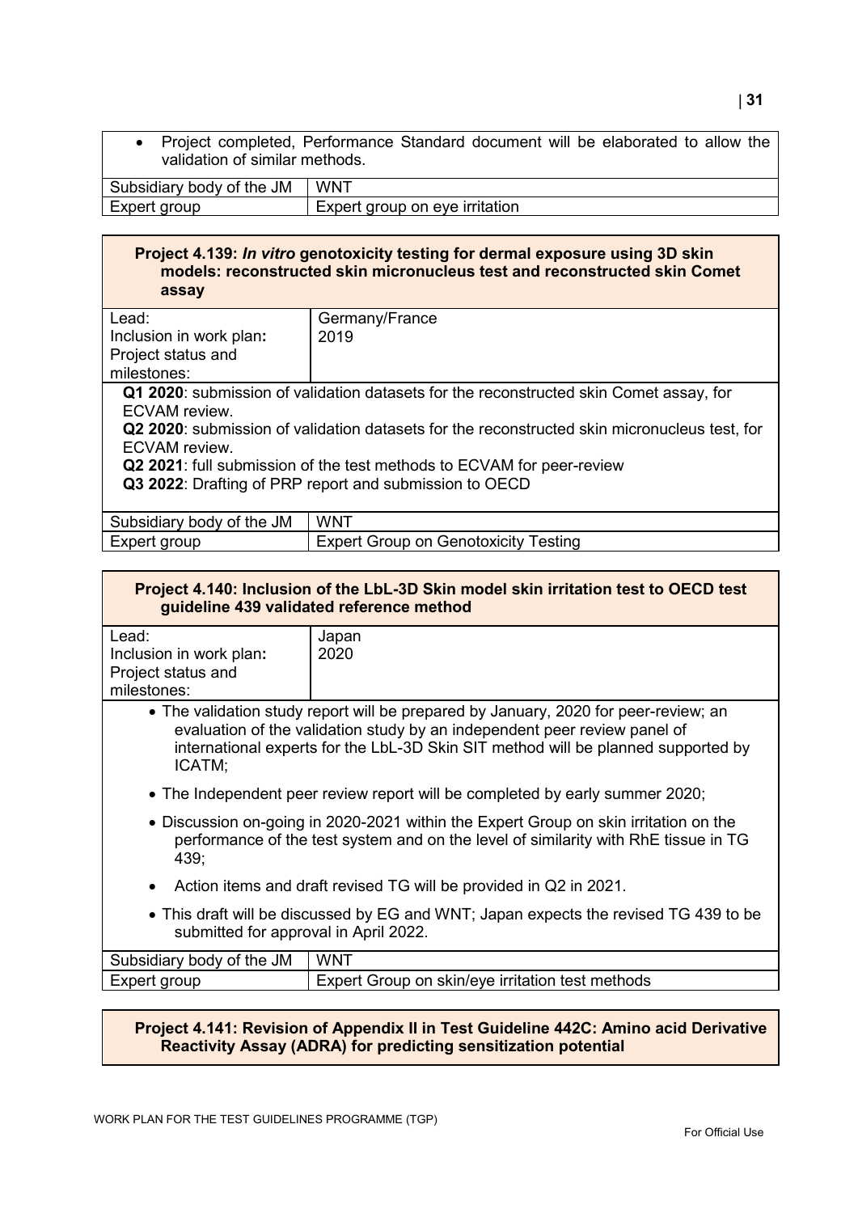- Project completed, Performance Standard document will be elaborated to allow the validation of similar methods.

| Subsidiary body of the JM | WNT |
|---|---|
| Expert group | Expert group on eye irritation |

**Project 4.139: *In vitro* genotoxicity testing for dermal exposure using 3D skin models: reconstructed skin micronucleus test and reconstructed skin Comet assay**

| Lead: | Germany/France |
|---|---|
| Inclusion in work plan: | 2019 |
| Project status and milestones: | |

**Q1 2020**: submission of validation datasets for the reconstructed skin Comet assay, for ECVAM review.
**Q2 2020**: submission of validation datasets for the reconstructed skin micronucleus test, for ECVAM review.
**Q2 2021**: full submission of the test methods to ECVAM for peer-review
**Q3 2022**: Drafting of PRP report and submission to OECD

| Subsidiary body of the JM | WNT |
|---|---|
| Expert group | Expert Group on Genotoxicity Testing |

**Project 4.140: Inclusion of the LbL-3D Skin model skin irritation test to OECD test guideline 439 validated reference method**

| Lead: | Japan |
|---|---|
| Inclusion in work plan: | 2020 |
| Project status and milestones: | |

- The validation study report will be prepared by January, 2020 for peer-review; an evaluation of the validation study by an independent peer review panel of international experts for the LbL-3D Skin SIT method will be planned supported by ICATM;
- The Independent peer review report will be completed by early summer 2020;
- Discussion on-going in 2020-2021 within the Expert Group on skin irritation on the performance of the test system and on the level of similarity with RhE tissue in TG 439;
- Action items and draft revised TG will be provided in Q2 in 2021.
- This draft will be discussed by EG and WNT; Japan expects the revised TG 439 to be submitted for approval in April 2022.

| Subsidiary body of the JM | WNT |
|---|---|
| Expert group | Expert Group on skin/eye irritation test methods |

**Project 4.141: Revision of Appendix II in Test Guideline 442C: Amino acid Derivative Reactivity Assay (ADRA) for predicting sensitization potential**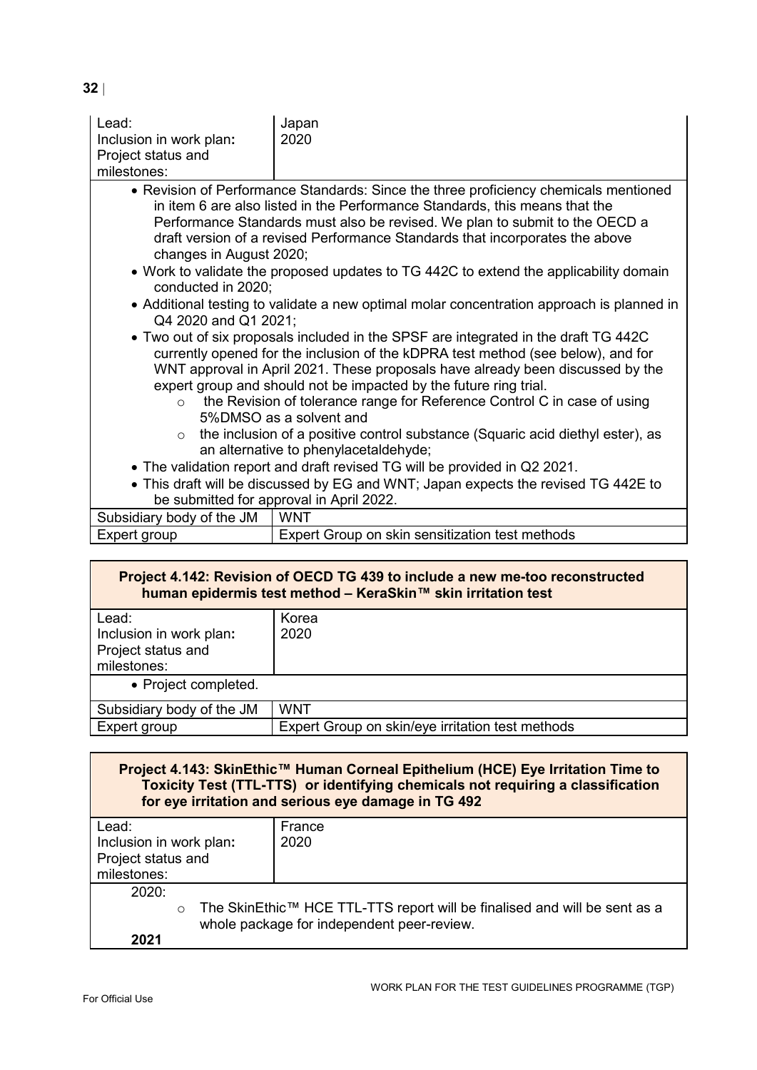| | |
|---|---|
| Lead: | Japan |
| Inclusion in work plan: | 2020 |
| Project status and milestones: | |

- Revision of Performance Standards: Since the three proficiency chemicals mentioned in item 6 are also listed in the Performance Standards, this means that the Performance Standards must also be revised. We plan to submit to the OECD a draft version of a revised Performance Standards that incorporates the above changes in August 2020;
- Work to validate the proposed updates to TG 442C to extend the applicability domain conducted in 2020;
- Additional testing to validate a new optimal molar concentration approach is planned in Q4 2020 and Q1 2021;
- Two out of six proposals included in the SPSF are integrated in the draft TG 442C currently opened for the inclusion of the kDPRA test method (see below), and for WNT approval in April 2021. These proposals have already been discussed by the expert group and should not be impacted by the future ring trial.
  - the Revision of tolerance range for Reference Control C in case of using 5%DMSO as a solvent and
  - the inclusion of a positive control substance (Squaric acid diethyl ester), as an alternative to phenylacetaldehyde;
- The validation report and draft revised TG will be provided in Q2 2021.
- This draft will be discussed by EG and WNT; Japan expects the revised TG 442E to be submitted for approval in April 2022.

| | |
|---|---|
| Subsidiary body of the JM | WNT |
| Expert group | Expert Group on skin sensitization test methods |

**Project 4.142: Revision of OECD TG 439 to include a new me-too reconstructed human epidermis test method – KeraSkin™ skin irritation test**

| | |
|---|---|
| Lead: | Korea |
| Inclusion in work plan: | 2020 |
| Project status and milestones: | |

- Project completed.

| | |
|---|---|
| Subsidiary body of the JM | WNT |
| Expert group | Expert Group on skin/eye irritation test methods |

**Project 4.143: SkinEthic™ Human Corneal Epithelium (HCE) Eye Irritation Time to Toxicity Test (TTL-TTS) or identifying chemicals not requiring a classification for eye irritation and serious eye damage in TG 492**

| | |
|---|---|
| Lead: | France |
| Inclusion in work plan: | 2020 |
| Project status and milestones: | |

2020:

- The SkinEthic™ HCE TTL-TTS report will be finalised and will be sent as a whole package for independent peer-review.

**2021**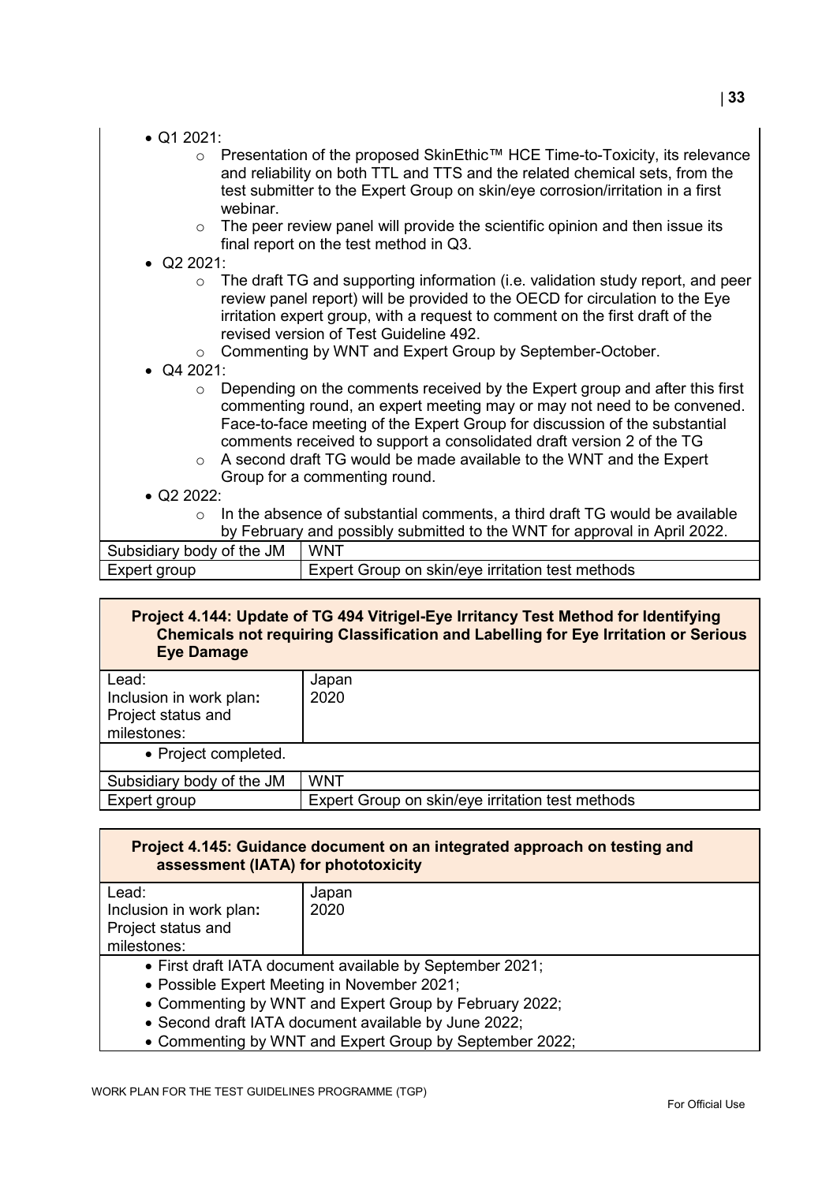- Q1 2021:
  - Presentation of the proposed SkinEthic™ HCE Time-to-Toxicity, its relevance and reliability on both TTL and TTS and the related chemical sets, from the test submitter to the Expert Group on skin/eye corrosion/irritation in a first webinar.
  - The peer review panel will provide the scientific opinion and then issue its final report on the test method in Q3.
- Q2 2021:
  - The draft TG and supporting information (i.e. validation study report, and peer review panel report) will be provided to the OECD for circulation to the Eye irritation expert group, with a request to comment on the first draft of the revised version of Test Guideline 492.
  - Commenting by WNT and Expert Group by September-October.
- Q4 2021:
  - Depending on the comments received by the Expert group and after this first commenting round, an expert meeting may or may not need to be convened. Face-to-face meeting of the Expert Group for discussion of the substantial comments received to support a consolidated draft version 2 of the TG
  - A second draft TG would be made available to the WNT and the Expert Group for a commenting round.
- Q2 2022:
  - In the absence of substantial comments, a third draft TG would be available by February and possibly submitted to the WNT for approval in April 2022.

| | |
|---|---|
| Subsidiary body of the JM | WNT |
| Expert group | Expert Group on skin/eye irritation test methods |

**Project 4.144: Update of TG 494 Vitrigel-Eye Irritancy Test Method for Identifying Chemicals not requiring Classification and Labelling for Eye Irritation or Serious Eye Damage**

| | |
|---|---|
| Lead:<br>Inclusion in work plan:<br>Project status and milestones: | Japan<br>2020 |

- Project completed.

| | |
|---|---|
| Subsidiary body of the JM | WNT |
| Expert group | Expert Group on skin/eye irritation test methods |

**Project 4.145: Guidance document on an integrated approach on testing and assessment (IATA) for phototoxicity**

| | |
|---|---|
| Lead:<br>Inclusion in work plan:<br>Project status and milestones: | Japan<br>2020 |

- First draft IATA document available by September 2021;
- Possible Expert Meeting in November 2021;
- Commenting by WNT and Expert Group by February 2022;
- Second draft IATA document available by June 2022;
- Commenting by WNT and Expert Group by September 2022;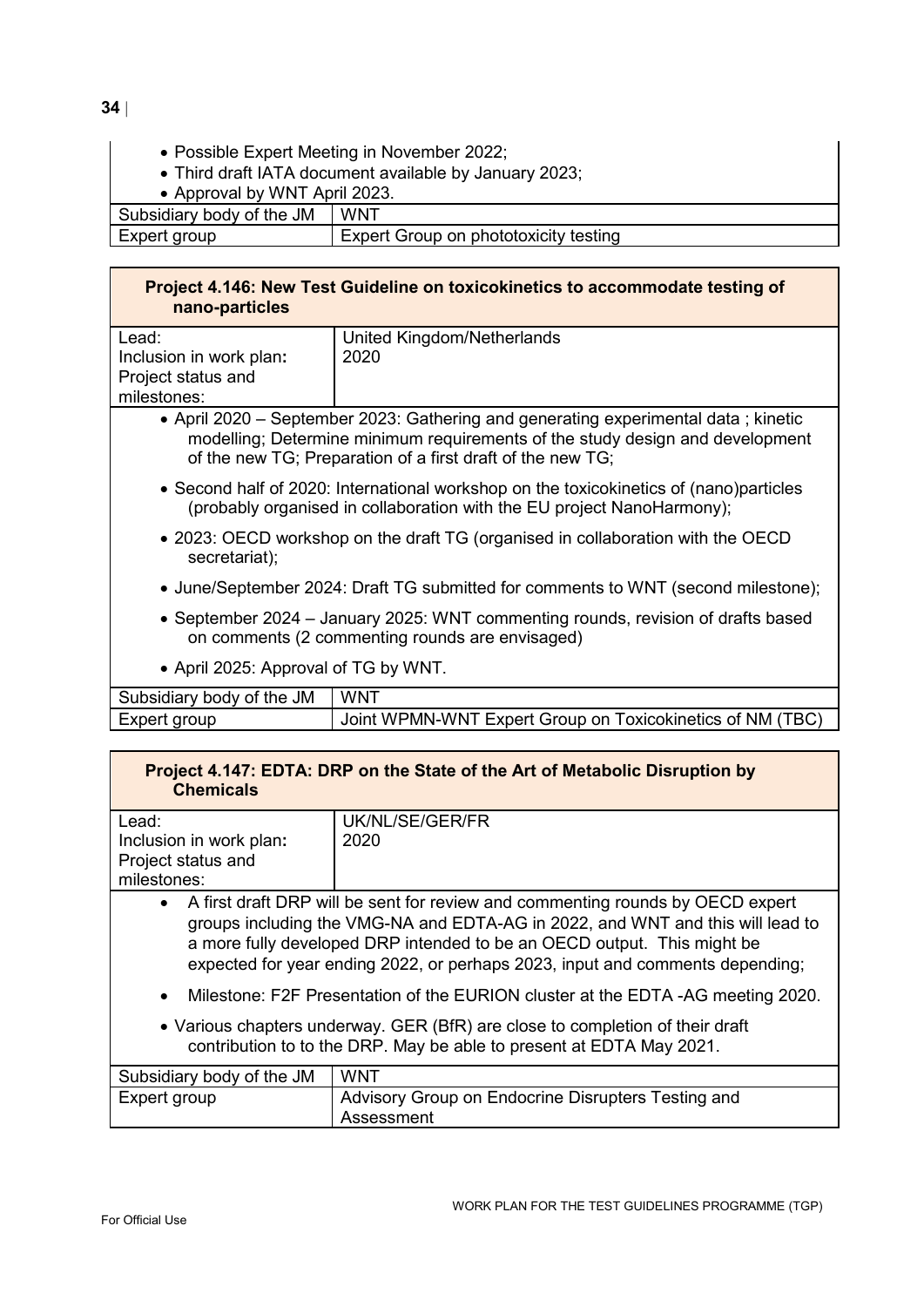- Possible Expert Meeting in November 2022;
- Third draft IATA document available by January 2023;
- Approval by WNT April 2023.

| | |
|---|---|
| Subsidiary body of the JM | WNT |
| Expert group | Expert Group on phototoxicity testing |

**Project 4.146: New Test Guideline on toxicokinetics to accommodate testing of nano-particles**

| | |
|---|---|
| Lead: | United Kingdom/Netherlands |
| Inclusion in work plan: | 2020 |
| Project status and milestones: | |

- April 2020 – September 2023: Gathering and generating experimental data ; kinetic modelling; Determine minimum requirements of the study design and development of the new TG; Preparation of a first draft of the new TG;
- Second half of 2020: International workshop on the toxicokinetics of (nano)particles (probably organised in collaboration with the EU project NanoHarmony);
- 2023: OECD workshop on the draft TG (organised in collaboration with the OECD secretariat);
- June/September 2024: Draft TG submitted for comments to WNT (second milestone);
- September 2024 – January 2025: WNT commenting rounds, revision of drafts based on comments (2 commenting rounds are envisaged)
- April 2025: Approval of TG by WNT.

| | |
|---|---|
| Subsidiary body of the JM | WNT |
| Expert group | Joint WPMN-WNT Expert Group on Toxicokinetics of NM (TBC) |

**Project 4.147: EDTA: DRP on the State of the Art of Metabolic Disruption by Chemicals**

| | |
|---|---|
| Lead: | UK/NL/SE/GER/FR |
| Inclusion in work plan: | 2020 |
| Project status and milestones: | |

- A first draft DRP will be sent for review and commenting rounds by OECD expert groups including the VMG-NA and EDTA-AG in 2022, and WNT and this will lead to a more fully developed DRP intended to be an OECD output. This might be expected for year ending 2022, or perhaps 2023, input and comments depending;
- Milestone: F2F Presentation of the EURION cluster at the EDTA -AG meeting 2020.
- Various chapters underway. GER (BfR) are close to completion of their draft contribution to to the DRP. May be able to present at EDTA May 2021.

| | |
|---|---|
| Subsidiary body of the JM | WNT |
| Expert group | Advisory Group on Endocrine Disrupters Testing and Assessment |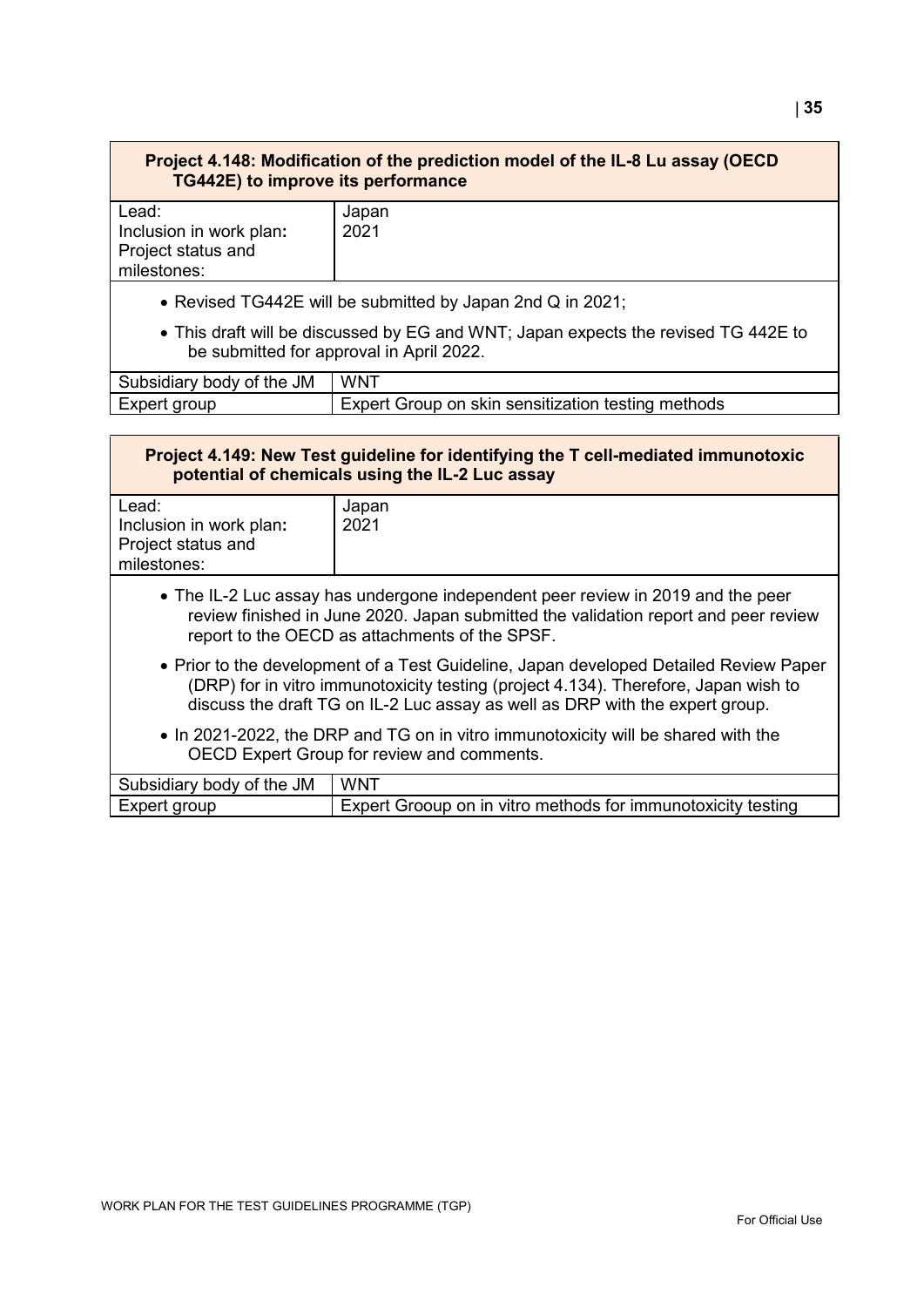**Project 4.148: Modification of the prediction model of the IL-8 Lu assay (OECD TG442E) to improve its performance**

| | |
|---|---|
| Lead:<br>Inclusion in work plan**:**<br>Project status and milestones: | Japan<br>2021 |

- Revised TG442E will be submitted by Japan 2nd Q in 2021;
- This draft will be discussed by EG and WNT; Japan expects the revised TG 442E to be submitted for approval in April 2022.

| | |
|---|---|
| Subsidiary body of the JM | WNT |
| Expert group | Expert Group on skin sensitization testing methods |

**Project 4.149: New Test guideline for identifying the T cell-mediated immunotoxic potential of chemicals using the IL-2 Luc assay**

| | |
|---|---|
| Lead:<br>Inclusion in work plan**:**<br>Project status and milestones: | Japan<br>2021 |

- The IL-2 Luc assay has undergone independent peer review in 2019 and the peer review finished in June 2020. Japan submitted the validation report and peer review report to the OECD as attachments of the SPSF.
- Prior to the development of a Test Guideline, Japan developed Detailed Review Paper (DRP) for in vitro immunotoxicity testing (project 4.134). Therefore, Japan wish to discuss the draft TG on IL-2 Luc assay as well as DRP with the expert group.
- In 2021-2022, the DRP and TG on in vitro immunotoxicity will be shared with the OECD Expert Group for review and comments.

| | |
|---|---|
| Subsidiary body of the JM | WNT |
| Expert group | Expert Grooup on in vitro methods for immunotoxicity testing |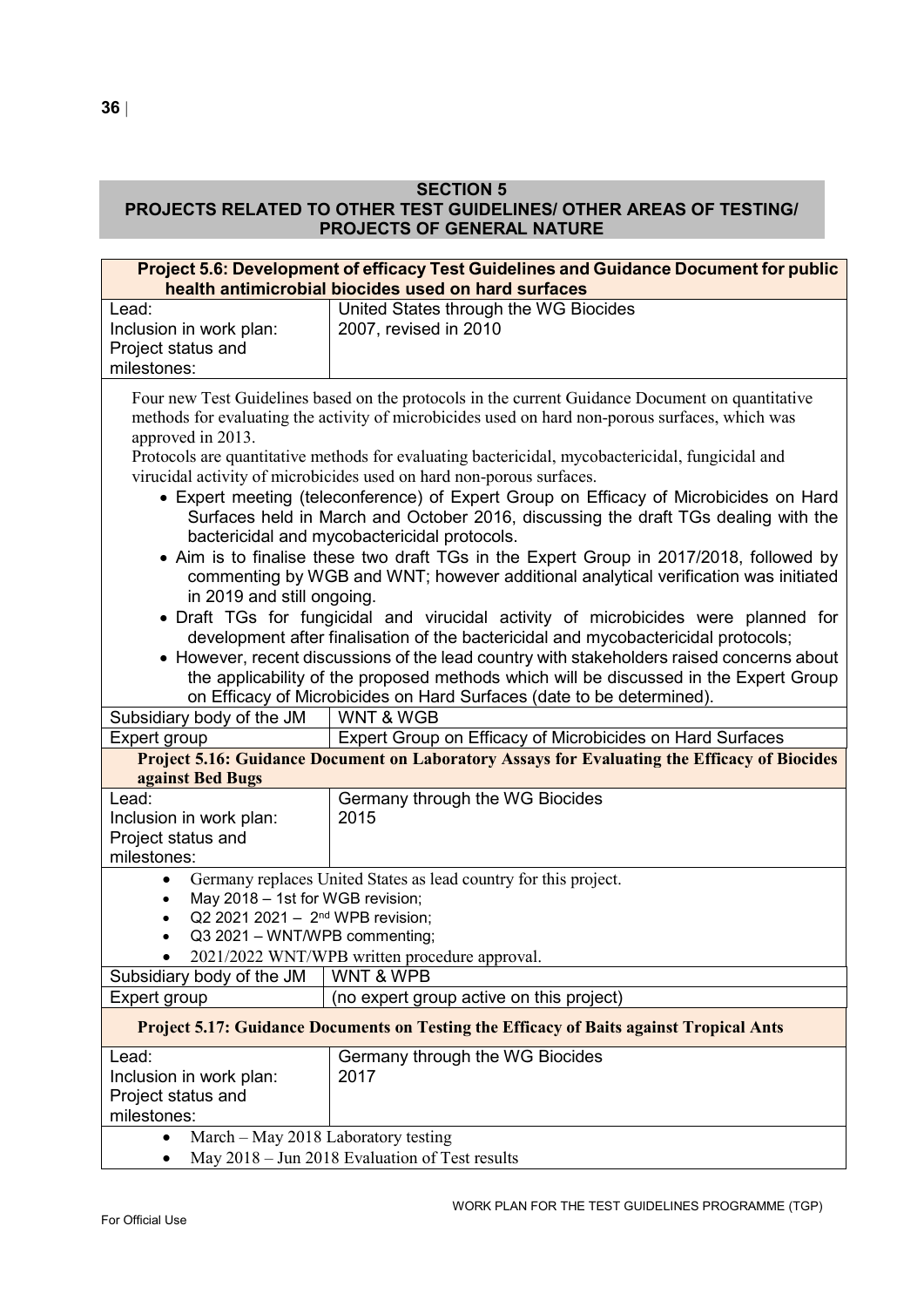**SECTION 5**
**PROJECTS RELATED TO OTHER TEST GUIDELINES/ OTHER AREAS OF TESTING/ PROJECTS OF GENERAL NATURE**

| **Project 5.6: Development of efficacy Test Guidelines and Guidance Document for public health antimicrobial biocides used on hard surfaces** | |
|---|---|
| Lead: | United States through the WG Biocides |
| Inclusion in work plan: | 2007, revised in 2010 |
| Project status and milestones: | |

Four new Test Guidelines based on the protocols in the current Guidance Document on quantitative methods for evaluating the activity of microbicides used on hard non-porous surfaces, which was approved in 2013.

Protocols are quantitative methods for evaluating bactericidal, mycobactericidal, fungicidal and virucidal activity of microbicides used on hard non-porous surfaces.

- Expert meeting (teleconference) of Expert Group on Efficacy of Microbicides on Hard Surfaces held in March and October 2016, discussing the draft TGs dealing with the bactericidal and mycobactericidal protocols.
- Aim is to finalise these two draft TGs in the Expert Group in 2017/2018, followed by commenting by WGB and WNT; however additional analytical verification was initiated in 2019 and still ongoing.
- Draft TGs for fungicidal and virucidal activity of microbicides were planned for development after finalisation of the bactericidal and mycobactericidal protocols;
- However, recent discussions of the lead country with stakeholders raised concerns about the applicability of the proposed methods which will be discussed in the Expert Group on Efficacy of Microbicides on Hard Surfaces (date to be determined).

| | |
|---|---|
| Subsidiary body of the JM | WNT & WGB |
| Expert group | Expert Group on Efficacy of Microbicides on Hard Surfaces |

| **Project 5.16: Guidance Document on Laboratory Assays for Evaluating the Efficacy of Biocides against Bed Bugs** | |
|---|---|
| Lead: | Germany through the WG Biocides |
| Inclusion in work plan: | 2015 |
| Project status and milestones: | |

- Germany replaces United States as lead country for this project.
- May 2018 – 1st for WGB revision;
- Q2 2021 2021 – 2nd WPB revision;
- Q3 2021 – WNT/WPB commenting;
- 2021/2022 WNT/WPB written procedure approval.

| | |
|---|---|
| Subsidiary body of the JM | WNT & WPB |
| Expert group | (no expert group active on this project) |

| **Project 5.17: Guidance Documents on Testing the Efficacy of Baits against Tropical Ants** | |
|---|---|
| Lead: | Germany through the WG Biocides |
| Inclusion in work plan: | 2017 |
| Project status and milestones: | |

- March – May 2018 Laboratory testing
- May 2018 – Jun 2018 Evaluation of Test results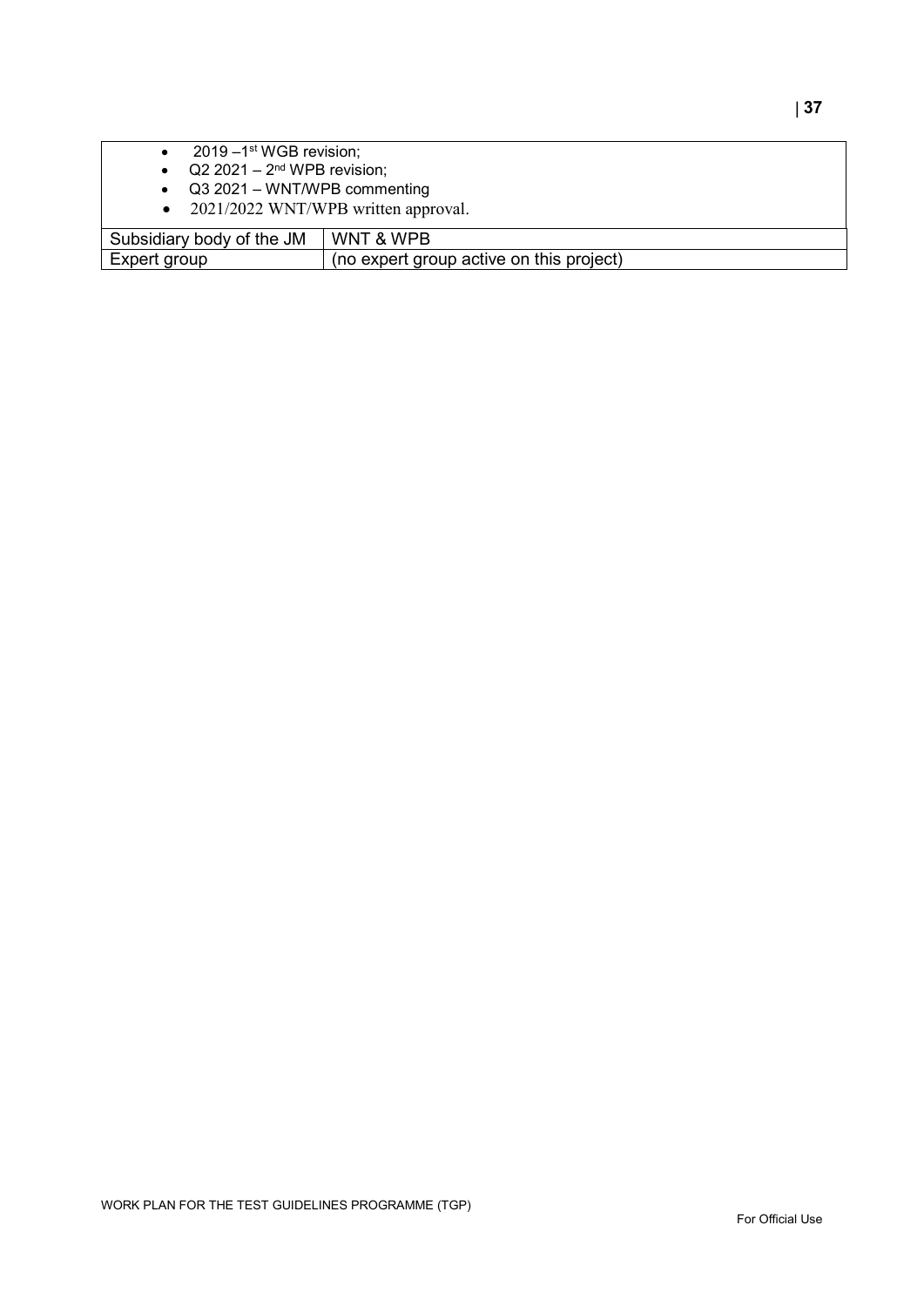| | |
|---|---|
| • 2019 –1st WGB revision;<br>• Q2 2021 – 2nd WPB revision;<br>• Q3 2021 – WNT/WPB commenting<br>• 2021/2022 WNT/WPB written approval. | |
| Subsidiary body of the JM | WNT & WPB |
| Expert group | (no expert group active on this project) |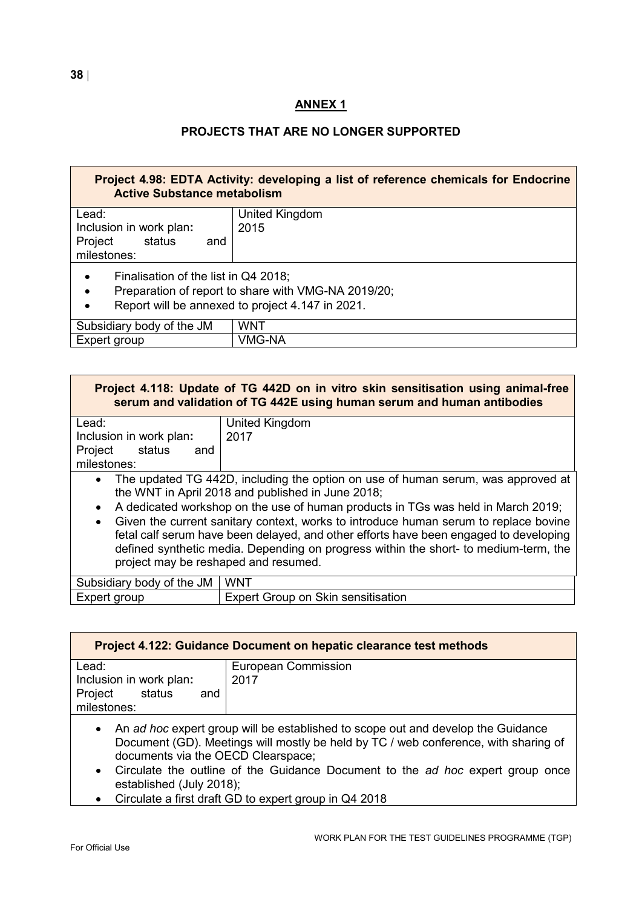## ANNEX 1

### PROJECTS THAT ARE NO LONGER SUPPORTED

| **Project 4.98: EDTA Activity: developing a list of reference chemicals for Endocrine Active Substance metabolism** | |
|---|---|
| Lead: | United Kingdom |
| Inclusion in work plan: | 2015 |
| Project status and milestones: | |

- Finalisation of the list in Q4 2018;
- Preparation of report to share with VMG-NA 2019/20;
- Report will be annexed to project 4.147 in 2021.

| | |
|---|---|
| Subsidiary body of the JM | WNT |
| Expert group | VMG-NA |

| **Project 4.118: Update of TG 442D on in vitro skin sensitisation using animal-free serum and validation of TG 442E using human serum and human antibodies** | |
|---|---|
| Lead: | United Kingdom |
| Inclusion in work plan: | 2017 |
| Project status and milestones: | |

- The updated TG 442D, including the option on use of human serum, was approved at the WNT in April 2018 and published in June 2018;
- A dedicated workshop on the use of human products in TGs was held in March 2019;
- Given the current sanitary context, works to introduce human serum to replace bovine fetal calf serum have been delayed, and other efforts have been engaged to developing defined synthetic media. Depending on progress within the short- to medium-term, the project may be reshaped and resumed.

| | |
|---|---|
| Subsidiary body of the JM | WNT |
| Expert group | Expert Group on Skin sensitisation |

| **Project 4.122: Guidance Document on hepatic clearance test methods** | |
|---|---|
| Lead: | European Commission |
| Inclusion in work plan: | 2017 |
| Project status and milestones: | |

- An *ad hoc* expert group will be established to scope out and develop the Guidance Document (GD). Meetings will mostly be held by TC / web conference, with sharing of documents via the OECD Clearspace;
- Circulate the outline of the Guidance Document to the *ad hoc* expert group once established (July 2018);
- Circulate a first draft GD to expert group in Q4 2018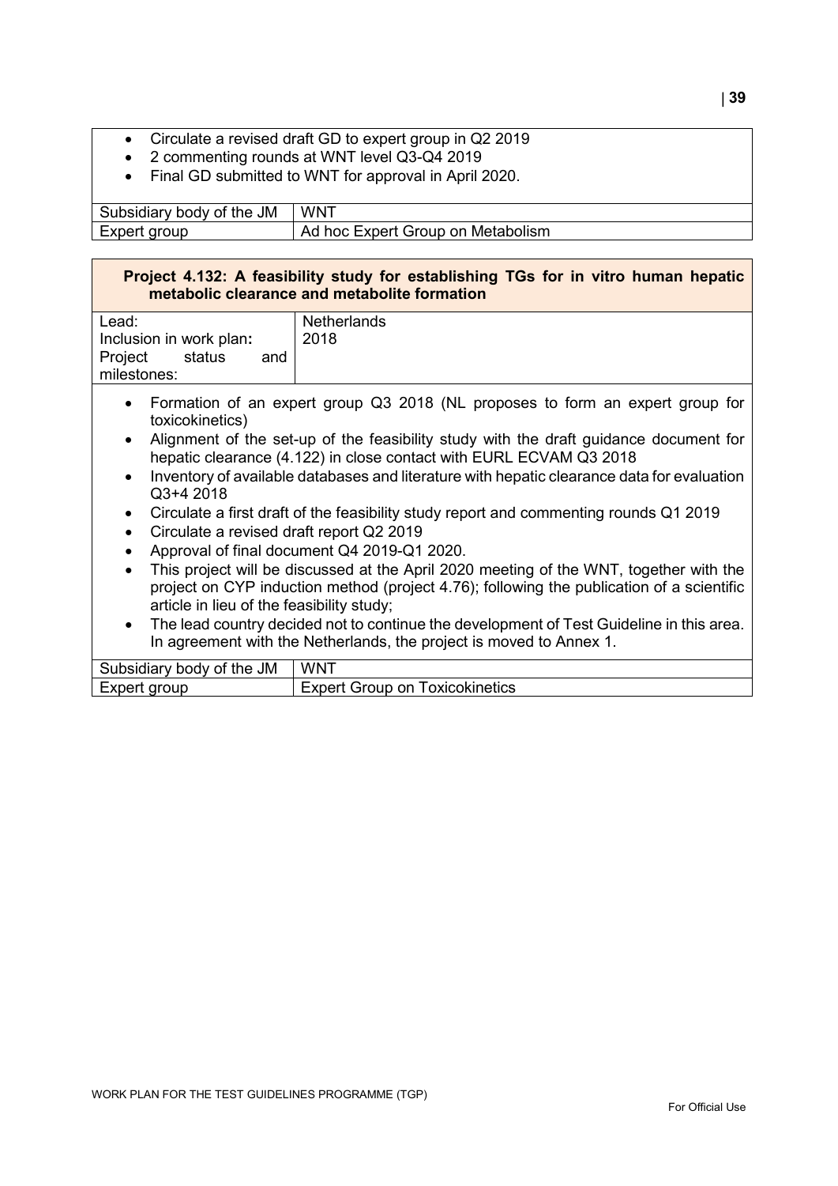- Circulate a revised draft GD to expert group in Q2 2019
- 2 commenting rounds at WNT level Q3-Q4 2019
- Final GD submitted to WNT for approval in April 2020.

| | |
|---|---|
| Subsidiary body of the JM | WNT |
| Expert group | Ad hoc Expert Group on Metabolism |

**Project 4.132: A feasibility study for establishing TGs for in vitro human hepatic metabolic clearance and metabolite formation**

| | |
|---|---|
| Lead: | Netherlands |
| Inclusion in work plan: | 2018 |
| Project status and milestones: | |

- Formation of an expert group Q3 2018 (NL proposes to form an expert group for toxicokinetics)
- Alignment of the set-up of the feasibility study with the draft guidance document for hepatic clearance (4.122) in close contact with EURL ECVAM Q3 2018
- Inventory of available databases and literature with hepatic clearance data for evaluation Q3+4 2018
- Circulate a first draft of the feasibility study report and commenting rounds Q1 2019
- Circulate a revised draft report Q2 2019
- Approval of final document Q4 2019-Q1 2020.
- This project will be discussed at the April 2020 meeting of the WNT, together with the project on CYP induction method (project 4.76); following the publication of a scientific article in lieu of the feasibility study;
- The lead country decided not to continue the development of Test Guideline in this area. In agreement with the Netherlands, the project is moved to Annex 1.

| | |
|---|---|
| Subsidiary body of the JM | WNT |
| Expert group | Expert Group on Toxicokinetics |